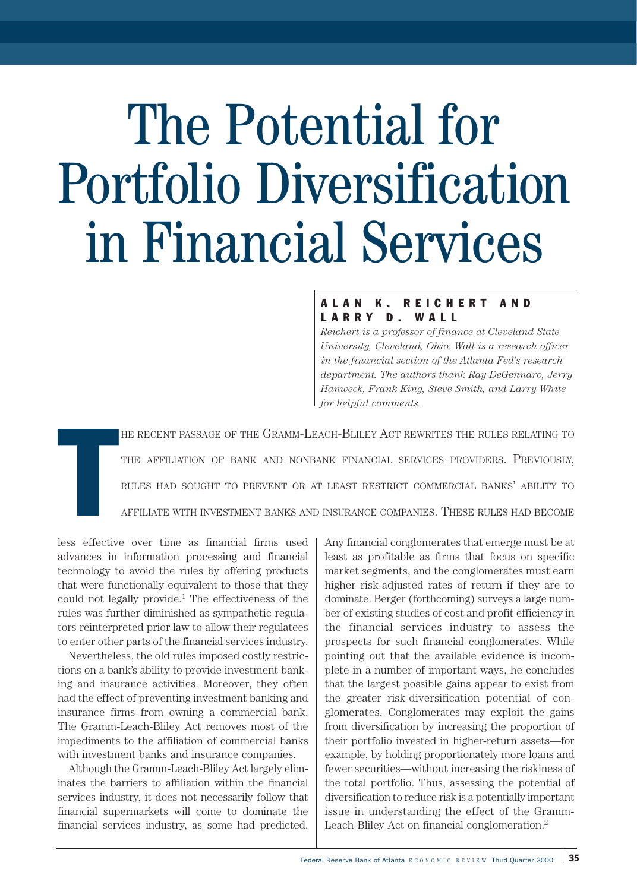# The Potential for Portfolio Diversification in Financial Services

**ALAN K. REICHERT AND LARRY D. WALL**

*Reichert is a professor of finance at Cleveland State University, Cleveland, Ohio. Wall is a research officer in the financial section of the Atlanta Fed's research department. The authors thank Ray DeGennaro, Jerry Hanweck, Frank King, Steve Smith, and Larry White for helpful comments.*

THE RECENT PASSAGE OF THE GRAMM-LEACH-BLILEY ACT REWRITES THE RULES RELATING TO THE AFFILIATION OF BANK AND NONBANK FINANCIAL SERVICES PROVIDERS. PREVIOUSLY, RULES HAD SOUGHT TO PREVENT OR AT LEAST RESTRICT COMMERCIAL BANKS' ABILITY TO AFFILIATE WITH INVESTMENT BANKS AND INSURANCE COMPANIES. THESE RULES HAD BECOME less effective over time as financial firms used advances in information processing and financial technology to avoid the rules by offering products that were functionally equivalent to those that they could not legally provide.[1] The effectiveness of the rules was further diminished as sympathetic regulators reinterpreted prior law to allow their regulatees to enter other parts of the financial services industry.

Nevertheless, the old rules imposed costly restrictions on a bank's ability to provide investment banking and insurance activities. Moreover, they often had the effect of preventing investment banking and insurance firms from owning a commercial bank. The Gramm-Leach-Bliley Act removes most of the impediments to the affiliation of commercial banks with investment banks and insurance companies.

Although the Gramm-Leach-Bliley Act largely eliminates the barriers to affiliation within the financial services industry, it does not necessarily follow that financial supermarkets will come to dominate the financial services industry, as some had predicted. Any financial conglomerates that emerge must be at least as profitable as firms that focus on specific market segments, and the conglomerates must earn higher risk-adjusted rates of return if they are to dominate. Berger (forthcoming) surveys a large number of existing studies of cost and profit efficiency in the financial services industry to assess the prospects for such financial conglomerates. While pointing out that the available evidence is incomplete in a number of important ways, he concludes that the largest possible gains appear to exist from the greater risk-diversification potential of conglomerates. Conglomerates may exploit the gains from diversification by increasing the proportion of their portfolio invested in higher-return assets—for example, by holding proportionately more loans and fewer securities—without increasing the riskiness of the total portfolio. Thus, assessing the potential of diversification to reduce risk is a potentially important issue in understanding the effect of the Gramm-Leach-Bliley Act on financial conglomeration.[2]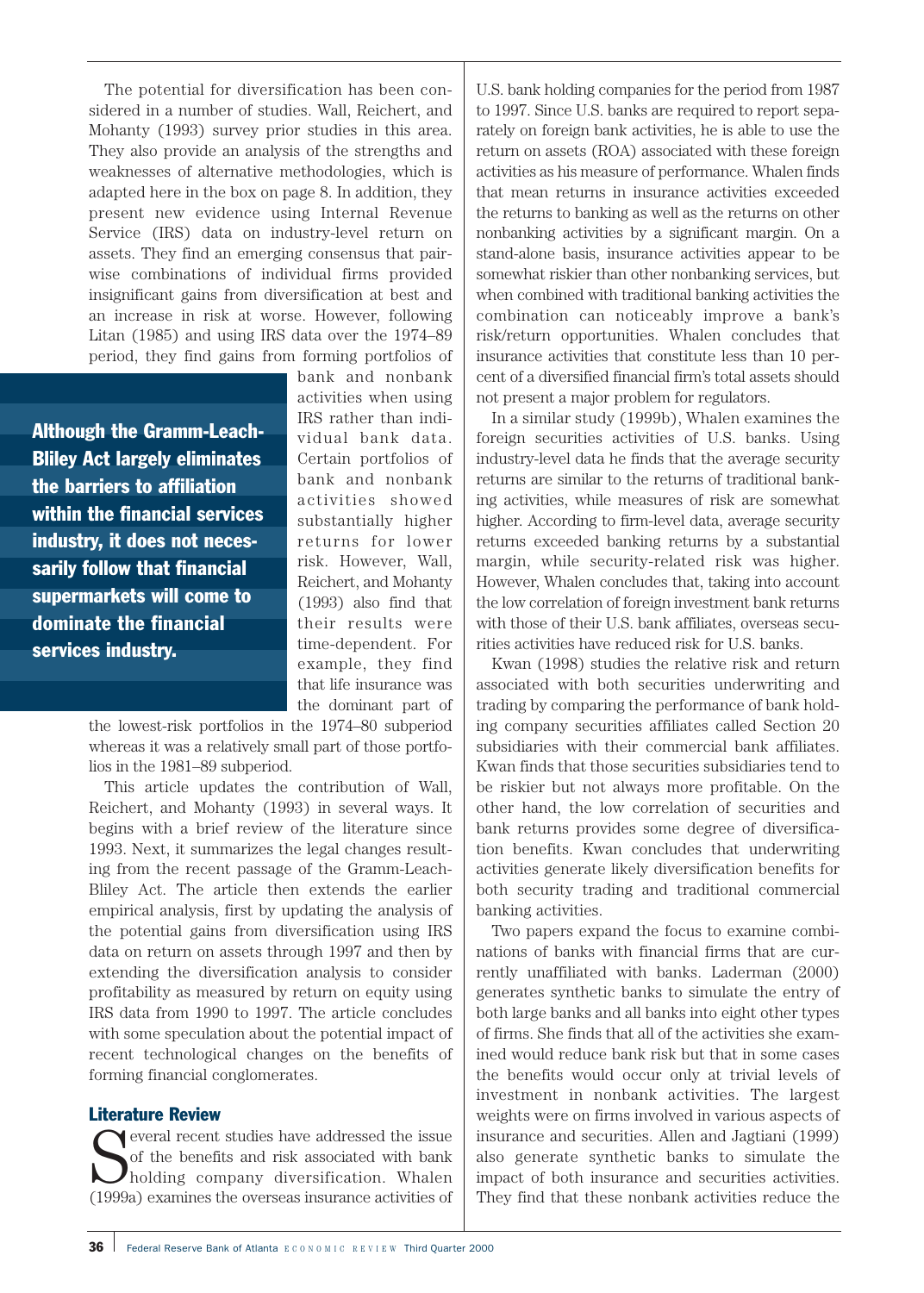The potential for diversification has been considered in a number of studies. Wall, Reichert, and Mohanty (1993) survey prior studies in this area. They also provide an analysis of the strengths and weaknesses of alternative methodologies, which is adapted here in the box on page 8. In addition, they present new evidence using Internal Revenue Service (IRS) data on industry-level return on assets. They find an emerging consensus that pairwise combinations of individual firms provided insignificant gains from diversification at best and an increase in risk at worse. However, following Litan (1985) and using IRS data over the 1974–89 period, they find gains from forming portfolios of bank and nonbank activities when using IRS rather than individual bank data. Certain portfolios of bank and nonbank activities showed substantially higher returns for lower risk. However, Wall, Reichert, and Mohanty (1993) also find that their results were time-dependent. For example, they find that life insurance was the dominant part of the lowest-risk portfolios in the 1974–80 subperiod whereas it was a relatively small part of those portfolios in the 1981–89 subperiod.

**Although the Gramm-Leach-Bliley Act largely eliminates the barriers to affiliation within the financial services industry, it does not necessarily follow that financial supermarkets will come to dominate the financial services industry.**

This article updates the contribution of Wall, Reichert, and Mohanty (1993) in several ways. It begins with a brief review of the literature since 1993. Next, it summarizes the legal changes resulting from the recent passage of the Gramm-Leach-Bliley Act. The article then extends the earlier empirical analysis, first by updating the analysis of the potential gains from diversification using IRS data on return on assets through 1997 and then by extending the diversification analysis to consider profitability as measured by return on equity using IRS data from 1990 to 1997. The article concludes with some speculation about the potential impact of recent technological changes on the benefits of forming financial conglomerates.

## Literature Review

Several recent studies have addressed the issue of the benefits and risk associated with bank holding company diversification. Whalen (1999a) examines the overseas insurance activities of U.S. bank holding companies for the period from 1987 to 1997. Since U.S. banks are required to report separately on foreign bank activities, he is able to use the return on assets (ROA) associated with these foreign activities as his measure of performance. Whalen finds that mean returns in insurance activities exceeded the returns to banking as well as the returns on other nonbanking activities by a significant margin. On a stand-alone basis, insurance activities appear to be somewhat riskier than other nonbanking services, but when combined with traditional banking activities the combination can noticeably improve a bank's risk/return opportunities. Whalen concludes that insurance activities that constitute less than 10 percent of a diversified financial firm's total assets should not present a major problem for regulators.

In a similar study (1999b), Whalen examines the foreign securities activities of U.S. banks. Using industry-level data he finds that the average security returns are similar to the returns of traditional banking activities, while measures of risk are somewhat higher. According to firm-level data, average security returns exceeded banking returns by a substantial margin, while security-related risk was higher. However, Whalen concludes that, taking into account the low correlation of foreign investment bank returns with those of their U.S. bank affiliates, overseas securities activities have reduced risk for U.S. banks.

Kwan (1998) studies the relative risk and return associated with both securities underwriting and trading by comparing the performance of bank holding company securities affiliates called Section 20 subsidiaries with their commercial bank affiliates. Kwan finds that those securities subsidiaries tend to be riskier but not always more profitable. On the other hand, the low correlation of securities and bank returns provides some degree of diversification benefits. Kwan concludes that underwriting activities generate likely diversification benefits for both security trading and traditional commercial banking activities.

Two papers expand the focus to examine combinations of banks with financial firms that are currently unaffiliated with banks. Laderman (2000) generates synthetic banks to simulate the entry of both large banks and all banks into eight other types of firms. She finds that all of the activities she examined would reduce bank risk but that in some cases the benefits would occur only at trivial levels of investment in nonbank activities. The largest weights were on firms involved in various aspects of insurance and securities. Allen and Jagtiani (1999) also generate synthetic banks to simulate the impact of both insurance and securities activities. They find that these nonbank activities reduce the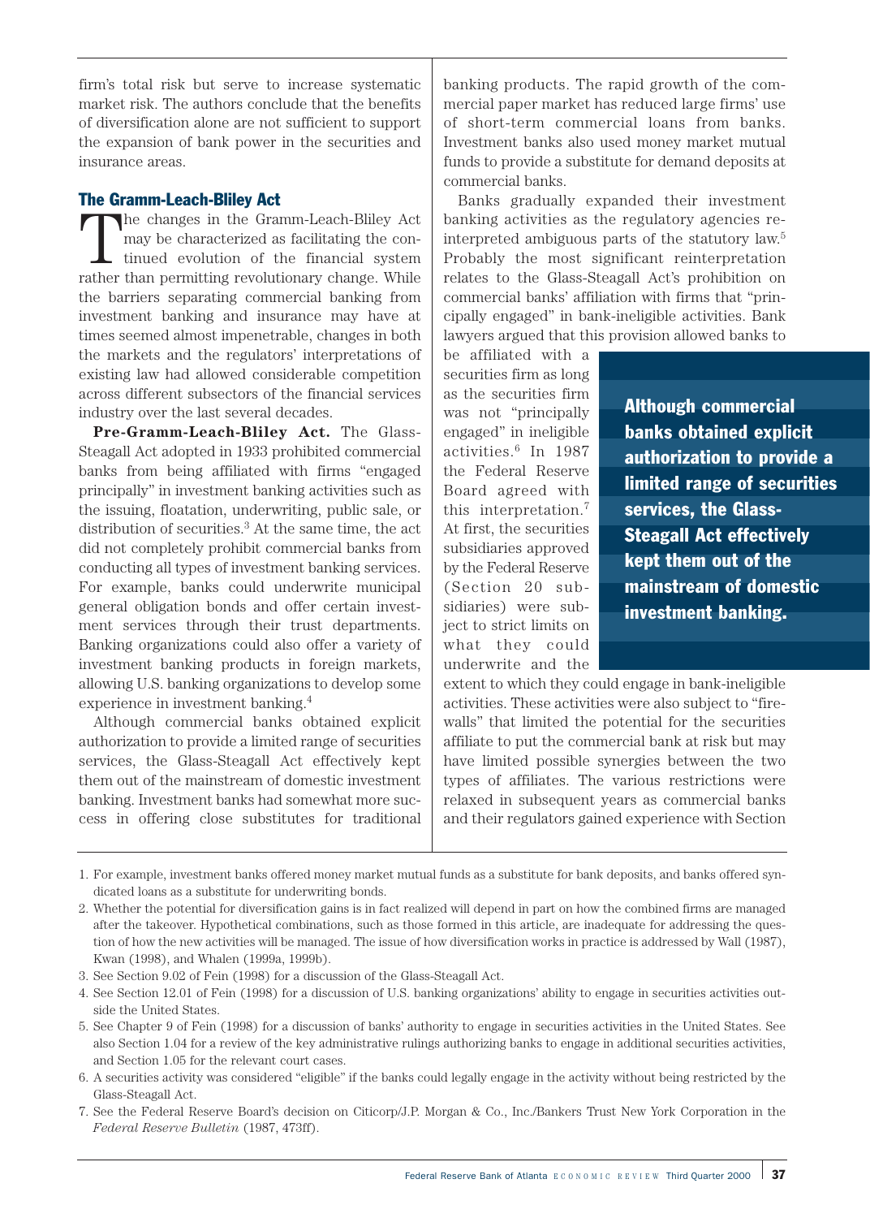firm's total risk but serve to increase systematic market risk. The authors conclude that the benefits of diversification alone are not sufficient to support the expansion of bank power in the securities and insurance areas.

## The Gramm-Leach-Bliley Act

The changes in the Gramm-Leach-Bliley Act may be characterized as facilitating the continued evolution of the financial system rather than permitting revolutionary change. While the barriers separating commercial banking from investment banking and insurance may have at times seemed almost impenetrable, changes in both the markets and the regulators' interpretations of existing law had allowed considerable competition across different subsectors of the financial services industry over the last several decades.

**Pre-Gramm-Leach-Bliley Act.** The Glass-Steagall Act adopted in 1933 prohibited commercial banks from being affiliated with firms "engaged principally" in investment banking activities such as the issuing, floatation, underwriting, public sale, or distribution of securities.[3] At the same time, the act did not completely prohibit commercial banks from conducting all types of investment banking services. For example, banks could underwrite municipal general obligation bonds and offer certain investment services through their trust departments. Banking organizations could also offer a variety of investment banking products in foreign markets, allowing U.S. banking organizations to develop some experience in investment banking.[4]

Although commercial banks obtained explicit authorization to provide a limited range of securities services, the Glass-Steagall Act effectively kept them out of the mainstream of domestic investment banking. Investment banks had somewhat more success in offering close substitutes for traditional banking products. The rapid growth of the commercial paper market has reduced large firms' use of short-term commercial loans from banks. Investment banks also used money market mutual funds to provide a substitute for demand deposits at commercial banks.

Banks gradually expanded their investment banking activities as the regulatory agencies reinterpreted ambiguous parts of the statutory law.[5] Probably the most significant reinterpretation relates to the Glass-Steagall Act's prohibition on commercial banks' affiliation with firms that "principally engaged" in bank-ineligible activities. Bank lawyers argued that this provision allowed banks to be affiliated with a securities firm as long as the securities firm was not "principally engaged" in ineligible activities.[6] In 1987 the Federal Reserve Board agreed with this interpretation.[7] At first, the securities subsidiaries approved by the Federal Reserve (Section 20 subsidiaries) were subject to strict limits on what they could underwrite and the extent to which they could engage in bank-ineligible activities. These activities were also subject to "firewalls" that limited the potential for the securities affiliate to put the commercial bank at risk but may have limited possible synergies between the two types of affiliates. The various restrictions were relaxed in subsequent years as commercial banks and their regulators gained experience with Section

**Although commercial banks obtained explicit authorization to provide a limited range of securities services, the Glass-Steagall Act effectively kept them out of the mainstream of domestic investment banking.**

---

1. For example, investment banks offered money market mutual funds as a substitute for bank deposits, and banks offered syndicated loans as a substitute for underwriting bonds.
2. Whether the potential for diversification gains is in fact realized will depend in part on how the combined firms are managed after the takeover. Hypothetical combinations, such as those formed in this article, are inadequate for addressing the question of how the new activities will be managed. The issue of how diversification works in practice is addressed by Wall (1987), Kwan (1998), and Whalen (1999a, 1999b).
3. See Section 9.02 of Fein (1998) for a discussion of the Glass-Steagall Act.
4. See Section 12.01 of Fein (1998) for a discussion of U.S. banking organizations' ability to engage in securities activities outside the United States.
5. See Chapter 9 of Fein (1998) for a discussion of banks' authority to engage in securities activities in the United States. See also Section 1.04 for a review of the key administrative rulings authorizing banks to engage in additional securities activities, and Section 1.05 for the relevant court cases.
6. A securities activity was considered "eligible" if the banks could legally engage in the activity without being restricted by the Glass-Steagall Act.
7. See the Federal Reserve Board's decision on Citicorp/J.P. Morgan & Co., Inc./Bankers Trust New York Corporation in the *Federal Reserve Bulletin* (1987, 473ff).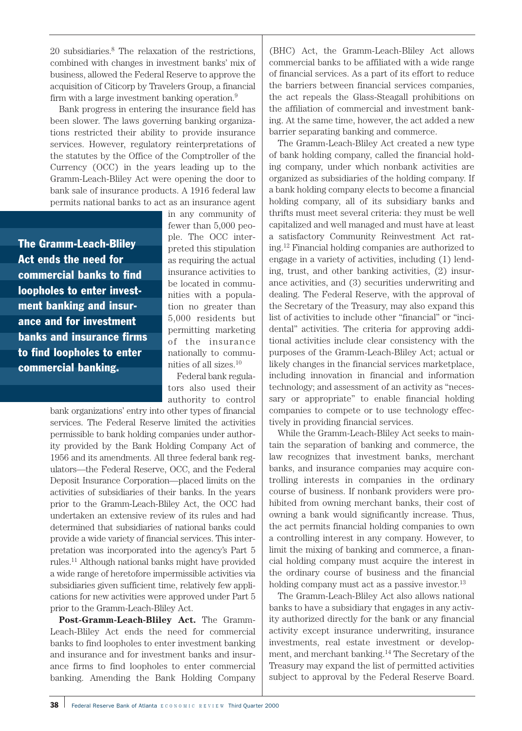20 subsidiaries.[8] The relaxation of the restrictions, combined with changes in investment banks' mix of business, allowed the Federal Reserve to approve the acquisition of Citicorp by Travelers Group, a financial firm with a large investment banking operation.[9]

Bank progress in entering the insurance field has been slower. The laws governing banking organizations restricted their ability to provide insurance services. However, regulatory reinterpretations of the statutes by the Office of the Comptroller of the Currency (OCC) in the years leading up to the Gramm-Leach-Bliley Act were opening the door to bank sale of insurance products. A 1916 federal law permits national banks to act as an insurance agent in any community of fewer than 5,000 people. The OCC interpreted this stipulation as requiring the actual insurance activities to be located in communities with a population no greater than 5,000 residents but permitting marketing of the insurance nationally to communities of all sizes.[10]

**The Gramm-Leach-Bliley Act ends the need for commercial banks to find loopholes to enter investment banking and insurance and for investment banks and insurance firms to find loopholes to enter commercial banking.**

Federal bank regulators also used their authority to control bank organizations' entry into other types of financial services. The Federal Reserve limited the activities permissible to bank holding companies under authority provided by the Bank Holding Company Act of 1956 and its amendments. All three federal bank regulators—the Federal Reserve, OCC, and the Federal Deposit Insurance Corporation—placed limits on the activities of subsidiaries of their banks. In the years prior to the Gramm-Leach-Bliley Act, the OCC had undertaken an extensive review of its rules and had determined that subsidiaries of national banks could provide a wide variety of financial services. This interpretation was incorporated into the agency's Part 5 rules.[11] Although national banks might have provided a wide range of heretofore impermissible activities via subsidiaries given sufficient time, relatively few applications for new activities were approved under Part 5 prior to the Gramm-Leach-Bliley Act.

**Post-Gramm-Leach-Bliley Act.** The Gramm-Leach-Bliley Act ends the need for commercial banks to find loopholes to enter investment banking and insurance and for investment banks and insurance firms to find loopholes to enter commercial banking. Amending the Bank Holding Company (BHC) Act, the Gramm-Leach-Bliley Act allows commercial banks to be affiliated with a wide range of financial services. As a part of its effort to reduce the barriers between financial services companies, the act repeals the Glass-Steagall prohibitions on the affiliation of commercial and investment banking. At the same time, however, the act added a new barrier separating banking and commerce.

The Gramm-Leach-Bliley Act created a new type of bank holding company, called the financial holding company, under which nonbank activities are organized as subsidiaries of the holding company. If a bank holding company elects to become a financial holding company, all of its subsidiary banks and thrifts must meet several criteria: they must be well capitalized and well managed and must have at least a satisfactory Community Reinvestment Act rating.[12] Financial holding companies are authorized to engage in a variety of activities, including (1) lending, trust, and other banking activities, (2) insurance activities, and (3) securities underwriting and dealing. The Federal Reserve, with the approval of the Secretary of the Treasury, may also expand this list of activities to include other "financial" or "incidental" activities. The criteria for approving additional activities include clear consistency with the purposes of the Gramm-Leach-Bliley Act; actual or likely changes in the financial services marketplace, including innovation in financial and information technology; and assessment of an activity as "necessary or appropriate" to enable financial holding companies to compete or to use technology effectively in providing financial services.

While the Gramm-Leach-Bliley Act seeks to maintain the separation of banking and commerce, the law recognizes that investment banks, merchant banks, and insurance companies may acquire controlling interests in companies in the ordinary course of business. If nonbank providers were prohibited from owning merchant banks, their cost of owning a bank would significantly increase. Thus, the act permits financial holding companies to own a controlling interest in any company. However, to limit the mixing of banking and commerce, a financial holding company must acquire the interest in the ordinary course of business and the financial holding company must act as a passive investor.[13]

The Gramm-Leach-Bliley Act also allows national banks to have a subsidiary that engages in any activity authorized directly for the bank or any financial activity except insurance underwriting, insurance investments, real estate investment or development, and merchant banking.[14] The Secretary of the Treasury may expand the list of permitted activities subject to approval by the Federal Reserve Board.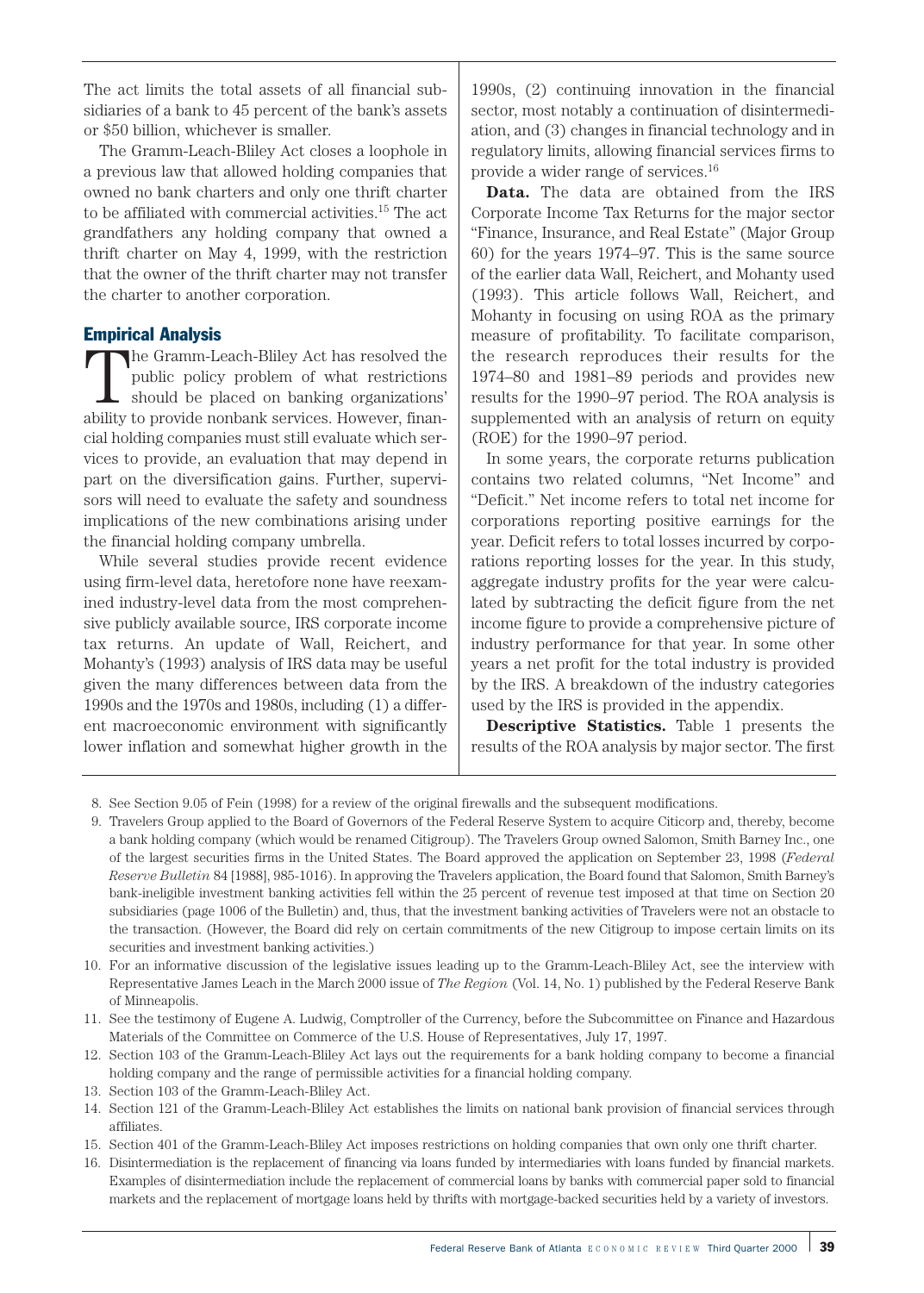The act limits the total assets of all financial subsidiaries of a bank to 45 percent of the bank's assets or $50 billion, whichever is smaller.

The Gramm-Leach-Bliley Act closes a loophole in a previous law that allowed holding companies that owned no bank charters and only one thrift charter to be affiliated with commercial activities.[15] The act grandfathers any holding company that owned a thrift charter on May 4, 1999, with the restriction that the owner of the thrift charter may not transfer the charter to another corporation.

## Empirical Analysis

The Gramm-Leach-Bliley Act has resolved the public policy problem of what restrictions should be placed on banking organizations' ability to provide nonbank services. However, financial holding companies must still evaluate which services to provide, an evaluation that may depend in part on the diversification gains. Further, supervisors will need to evaluate the safety and soundness implications of the new combinations arising under the financial holding company umbrella.

While several studies provide recent evidence using firm-level data, heretofore none have reexamined industry-level data from the most comprehensive publicly available source, IRS corporate income tax returns. An update of Wall, Reichert, and Mohanty's (1993) analysis of IRS data may be useful given the many differences between data from the 1990s and the 1970s and 1980s, including (1) a different macroeconomic environment with significantly lower inflation and somewhat higher growth in the 1990s, (2) continuing innovation in the financial sector, most notably a continuation of disintermediation, and (3) changes in financial technology and in regulatory limits, allowing financial services firms to provide a wider range of services.[16]

**Data.** The data are obtained from the IRS Corporate Income Tax Returns for the major sector "Finance, Insurance, and Real Estate" (Major Group 60) for the years 1974–97. This is the same source of the earlier data Wall, Reichert, and Mohanty used (1993). This article follows Wall, Reichert, and Mohanty in focusing on using ROA as the primary measure of profitability. To facilitate comparison, the research reproduces their results for the 1974–80 and 1981–89 periods and provides new results for the 1990–97 period. The ROA analysis is supplemented with an analysis of return on equity (ROE) for the 1990–97 period.

In some years, the corporate returns publication contains two related columns, "Net Income" and "Deficit." Net income refers to total net income for corporations reporting positive earnings for the year. Deficit refers to total losses incurred by corporations reporting losses for the year. In this study, aggregate industry profits for the year were calculated by subtracting the deficit figure from the net income figure to provide a comprehensive picture of industry performance for that year. In some other years a net profit for the total industry is provided by the IRS. A breakdown of the industry categories used by the IRS is provided in the appendix.

**Descriptive Statistics.** Table 1 presents the results of the ROA analysis by major sector. The first

8. See Section 9.05 of Fein (1998) for a review of the original firewalls and the subsequent modifications.
9. Travelers Group applied to the Board of Governors of the Federal Reserve System to acquire Citicorp and, thereby, become a bank holding company (which would be renamed Citigroup). The Travelers Group owned Salomon, Smith Barney Inc., one of the largest securities firms in the United States. The Board approved the application on September 23, 1998 (*Federal Reserve Bulletin* 84 [1988], 985-1016). In approving the Travelers application, the Board found that Salomon, Smith Barney's bank-ineligible investment banking activities fell within the 25 percent of revenue test imposed at that time on Section 20 subsidiaries (page 1006 of the Bulletin) and, thus, that the investment banking activities of Travelers were not an obstacle to the transaction. (However, the Board did rely on certain commitments of the new Citigroup to impose certain limits on its securities and investment banking activities.)
10. For an informative discussion of the legislative issues leading up to the Gramm-Leach-Bliley Act, see the interview with Representative James Leach in the March 2000 issue of *The Region* (Vol. 14, No. 1) published by the Federal Reserve Bank of Minneapolis.
11. See the testimony of Eugene A. Ludwig, Comptroller of the Currency, before the Subcommittee on Finance and Hazardous Materials of the Committee on Commerce of the U.S. House of Representatives, July 17, 1997.
12. Section 103 of the Gramm-Leach-Bliley Act lays out the requirements for a bank holding company to become a financial holding company and the range of permissible activities for a financial holding company.
13. Section 103 of the Gramm-Leach-Bliley Act.
14. Section 121 of the Gramm-Leach-Bliley Act establishes the limits on national bank provision of financial services through affiliates.
15. Section 401 of the Gramm-Leach-Bliley Act imposes restrictions on holding companies that own only one thrift charter.
16. Disintermediation is the replacement of financing via loans funded by intermediaries with loans funded by financial markets. Examples of disintermediation include the replacement of commercial loans by banks with commercial paper sold to financial markets and the replacement of mortgage loans held by thrifts with mortgage-backed securities held by a variety of investors.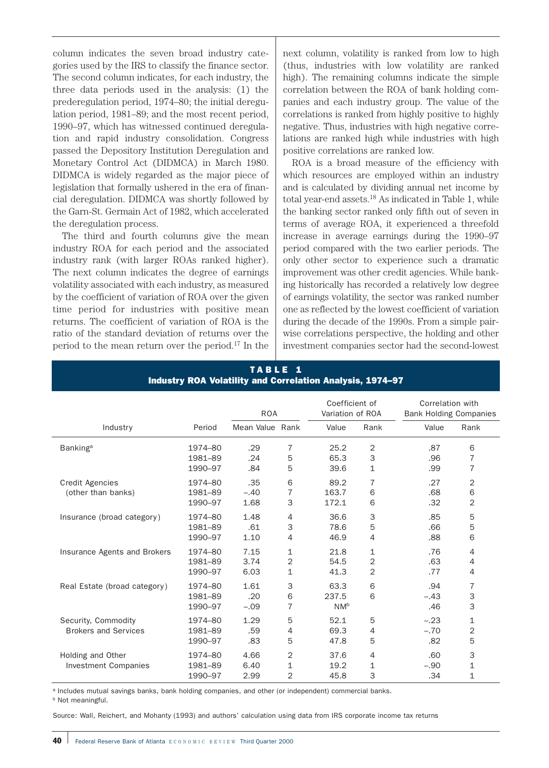column indicates the seven broad industry categories used by the IRS to classify the finance sector. The second column indicates, for each industry, the three data periods used in the analysis: (1) the prederegulation period, 1974–80; the initial deregulation period, 1981–89; and the most recent period, 1990–97, which has witnessed continued deregulation and rapid industry consolidation. Congress passed the Depository Institution Deregulation and Monetary Control Act (DIDMCA) in March 1980. DIDMCA is widely regarded as the major piece of legislation that formally ushered in the era of financial deregulation. DIDMCA was shortly followed by the Garn-St. Germain Act of 1982, which accelerated the deregulation process.

The third and fourth columns give the mean industry ROA for each period and the associated industry rank (with larger ROAs ranked higher). The next column indicates the degree of earnings volatility associated with each industry, as measured by the coefficient of variation of ROA over the given time period for industries with positive mean returns. The coefficient of variation of ROA is the ratio of the standard deviation of returns over the period to the mean return over the period.[17] In the next column, volatility is ranked from low to high (thus, industries with low volatility are ranked high). The remaining columns indicate the simple correlation between the ROA of bank holding companies and each industry group. The value of the correlations is ranked from highly positive to highly negative. Thus, industries with high negative correlations are ranked high while industries with high positive correlations are ranked low.

ROA is a broad measure of the efficiency with which resources are employed within an industry and is calculated by dividing annual net income by total year-end assets.[18] As indicated in Table 1, while the banking sector ranked only fifth out of seven in terms of average ROA, it experienced a threefold increase in average earnings during the 1990–97 period compared with the two earlier periods. The only other sector to experience such a dramatic improvement was other credit agencies. While banking historically has recorded a relatively low degree of earnings volatility, the sector was ranked number one as reflected by the lowest coefficient of variation during the decade of the 1990s. From a simple pairwise correlations perspective, the holding and other investment companies sector had the second-lowest

**TABLE 1**
**Industry ROA Volatility and Correlation Analysis, 1974–97**

| Industry | Period | ROA | | Coefficient of Variation of ROA | | Correlation with Bank Holding Companies | |
|---|---|---|---|---|---|---|---|
| | | Mean Value | Rank | Value | Rank | Value | Rank |
| Banking[a] | 1974–80 | .29 | 7 | 25.2 | 2 | .87 | 6 |
| | 1981–89 | .24 | 5 | 65.3 | 3 | .96 | 7 |
| | 1990–97 | .84 | 5 | 39.6 | 1 | .99 | 7 |
| Credit Agencies (other than banks) | 1974–80 | .35 | 6 | 89.2 | 7 | .27 | 2 |
| | 1981–89 | −.40 | 7 | 163.7 | 6 | .68 | 6 |
| | 1990–97 | 1.68 | 3 | 172.1 | 6 | .32 | 2 |
| Insurance (broad category) | 1974–80 | 1.48 | 4 | 36.6 | 3 | .85 | 5 |
| | 1981–89 | .61 | 3 | 78.6 | 5 | .66 | 5 |
| | 1990–97 | 1.10 | 4 | 46.9 | 4 | .88 | 6 |
| Insurance Agents and Brokers | 1974–80 | 7.15 | 1 | 21.8 | 1 | .76 | 4 |
| | 1981–89 | 3.74 | 2 | 54.5 | 2 | .63 | 4 |
| | 1990–97 | 6.03 | 1 | 41.3 | 2 | .77 | 4 |
| Real Estate (broad category) | 1974–80 | 1.61 | 3 | 63.3 | 6 | .94 | 7 |
| | 1981–89 | .20 | 6 | 237.5 | 6 | −.43 | 3 |
| | 1990–97 | −.09 | 7 | NM[b] | | .46 | 3 |
| Security, Commodity Brokers and Services | 1974–80 | 1.29 | 5 | 52.1 | 5 | −.23 | 1 |
| | 1981–89 | .59 | 4 | 69.3 | 4 | −.70 | 2 |
| | 1990–97 | .83 | 5 | 47.8 | 5 | .82 | 5 |
| Holding and Other Investment Companies | 1974–80 | 4.66 | 2 | 37.6 | 4 | .60 | 3 |
| | 1981–89 | 6.40 | 1 | 19.2 | 1 | −.90 | 1 |
| | 1990–97 | 2.99 | 2 | 45.8 | 3 | .34 | 1 |

[a] Includes mutual savings banks, bank holding companies, and other (or independent) commercial banks.

[b] Not meaningful.

Source: Wall, Reichert, and Mohanty (1993) and authors' calculation using data from IRS corporate income tax returns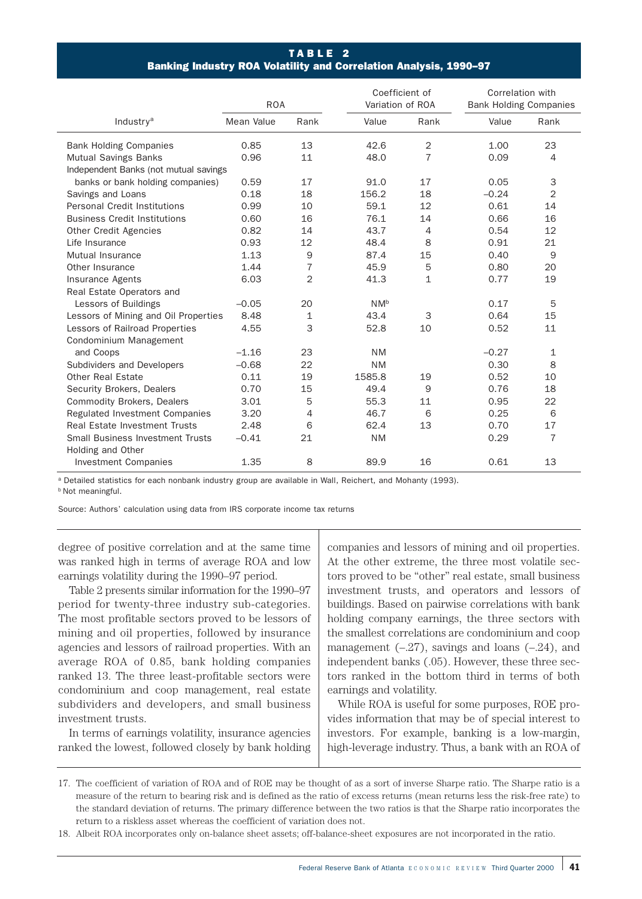**TABLE 2**
**Banking Industry ROA Volatility and Correlation Analysis, 1990–97**

| Industry[a] | ROA | | Coefficient of Variation of ROA | | Correlation with Bank Holding Companies | |
|---|---|---|---|---|---|---|
| | Mean Value | Rank | Value | Rank | Value | Rank |
| Bank Holding Companies | 0.85 | 13 | 42.6 | 2 | 1.00 | 23 |
| Mutual Savings Banks | 0.96 | 11 | 48.0 | 7 | 0.09 | 4 |
| Independent Banks (not mutual savings banks or bank holding companies) | 0.59 | 17 | 91.0 | 17 | 0.05 | 3 |
| Savings and Loans | 0.18 | 18 | 156.2 | 18 | –0.24 | 2 |
| Personal Credit Institutions | 0.99 | 10 | 59.1 | 12 | 0.61 | 14 |
| Business Credit Institutions | 0.60 | 16 | 76.1 | 14 | 0.66 | 16 |
| Other Credit Agencies | 0.82 | 14 | 43.7 | 4 | 0.54 | 12 |
| Life Insurance | 0.93 | 12 | 48.4 | 8 | 0.91 | 21 |
| Mutual Insurance | 1.13 | 9 | 87.4 | 15 | 0.40 | 9 |
| Other Insurance | 1.44 | 7 | 45.9 | 5 | 0.80 | 20 |
| Insurance Agents | 6.03 | 2 | 41.3 | 1 | 0.77 | 19 |
| Real Estate Operators and Lessors of Buildings | –0.05 | 20 | NM[b] | | 0.17 | 5 |
| Lessors of Mining and Oil Properties | 8.48 | 1 | 43.4 | 3 | 0.64 | 15 |
| Lessors of Railroad Properties | 4.55 | 3 | 52.8 | 10 | 0.52 | 11 |
| Condominium Management and Coops | –1.16 | 23 | NM | | –0.27 | 1 |
| Subdividers and Developers | –0.68 | 22 | NM | | 0.30 | 8 |
| Other Real Estate | 0.11 | 19 | 1585.8 | 19 | 0.52 | 10 |
| Security Brokers, Dealers | 0.70 | 15 | 49.4 | 9 | 0.76 | 18 |
| Commodity Brokers, Dealers | 3.01 | 5 | 55.3 | 11 | 0.95 | 22 |
| Regulated Investment Companies | 3.20 | 4 | 46.7 | 6 | 0.25 | 6 |
| Real Estate Investment Trusts | 2.48 | 6 | 62.4 | 13 | 0.70 | 17 |
| Small Business Investment Trusts | –0.41 | 21 | NM | | 0.29 | 7 |
| Holding and Other Investment Companies | 1.35 | 8 | 89.9 | 16 | 0.61 | 13 |

[a] Detailed statistics for each nonbank industry group are available in Wall, Reichert, and Mohanty (1993).
[b] Not meaningful.

Source: Authors' calculation using data from IRS corporate income tax returns

degree of positive correlation and at the same time was ranked high in terms of average ROA and low earnings volatility during the 1990–97 period.

Table 2 presents similar information for the 1990–97 period for twenty-three industry sub-categories. The most profitable sectors proved to be lessors of mining and oil properties, followed by insurance agencies and lessors of railroad properties. With an average ROA of 0.85, bank holding companies ranked 13. The three least-profitable sectors were condominium and coop management, real estate subdividers and developers, and small business investment trusts.

In terms of earnings volatility, insurance agencies ranked the lowest, followed closely by bank holding companies and lessors of mining and oil properties. At the other extreme, the three most volatile sectors proved to be "other" real estate, small business investment trusts, and operators and lessors of buildings. Based on pairwise correlations with bank holding company earnings, the three sectors with the smallest correlations are condominium and coop management (–.27), savings and loans (–.24), and independent banks (.05). However, these three sectors ranked in the bottom third in terms of both earnings and volatility.

While ROA is useful for some purposes, ROE provides information that may be of special interest to investors. For example, banking is a low-margin, high-leverage industry. Thus, a bank with an ROA of

17. The coefficient of variation of ROA and of ROE may be thought of as a sort of inverse Sharpe ratio. The Sharpe ratio is a measure of the return to bearing risk and is defined as the ratio of excess returns (mean returns less the risk-free rate) to the standard deviation of returns. The primary difference between the two ratios is that the Sharpe ratio incorporates the return to a riskless asset whereas the coefficient of variation does not.

18. Albeit ROA incorporates only on-balance sheet assets; off-balance-sheet exposures are not incorporated in the ratio.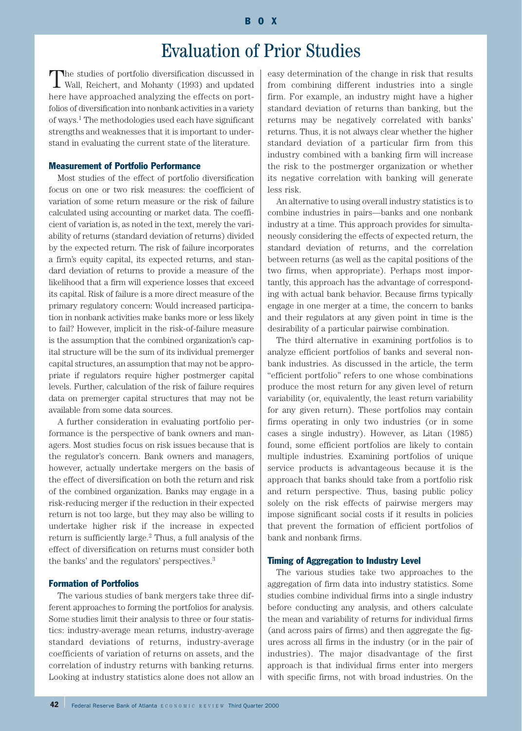BOX

# Evaluation of Prior Studies

The studies of portfolio diversification discussed in Wall, Reichert, and Mohanty (1993) and updated here have approached analyzing the effects on portfolios of diversification into nonbank activities in a variety of ways.[1] The methodologies used each have significant strengths and weaknesses that it is important to understand in evaluating the current state of the literature.

### Measurement of Portfolio Performance

Most studies of the effect of portfolio diversification focus on one or two risk measures: the coefficient of variation of some return measure or the risk of failure calculated using accounting or market data. The coefficient of variation is, as noted in the text, merely the variability of returns (standard deviation of returns) divided by the expected return. The risk of failure incorporates a firm's equity capital, its expected returns, and standard deviation of returns to provide a measure of the likelihood that a firm will experience losses that exceed its capital. Risk of failure is a more direct measure of the primary regulatory concern: Would increased participation in nonbank activities make banks more or less likely to fail? However, implicit in the risk-of-failure measure is the assumption that the combined organization's capital structure will be the sum of its individual premerger capital structures, an assumption that may not be appropriate if regulators require higher postmerger capital levels. Further, calculation of the risk of failure requires data on premerger capital structures that may not be available from some data sources.

A further consideration in evaluating portfolio performance is the perspective of bank owners and managers. Most studies focus on risk issues because that is the regulator's concern. Bank owners and managers, however, actually undertake mergers on the basis of the effect of diversification on both the return and risk of the combined organization. Banks may engage in a risk-reducing merger if the reduction in their expected return is not too large, but they may also be willing to undertake higher risk if the increase in expected return is sufficiently large.[2] Thus, a full analysis of the effect of diversification on returns must consider both the banks' and the regulators' perspectives.[3]

### Formation of Portfolios

The various studies of bank mergers take three different approaches to forming the portfolios for analysis. Some studies limit their analysis to three or four statistics: industry-average mean returns, industry-average standard deviations of returns, industry-average coefficients of variation of returns on assets, and the correlation of industry returns with banking returns. Looking at industry statistics alone does not allow an easy determination of the change in risk that results from combining different industries into a single firm. For example, an industry might have a higher standard deviation of returns than banking, but the returns may be negatively correlated with banks' returns. Thus, it is not always clear whether the higher standard deviation of a particular firm from this industry combined with a banking firm will increase the risk to the postmerger organization or whether its negative correlation with banking will generate less risk.

An alternative to using overall industry statistics is to combine industries in pairs—banks and one nonbank industry at a time. This approach provides for simultaneously considering the effects of expected return, the standard deviation of returns, and the correlation between returns (as well as the capital positions of the two firms, when appropriate). Perhaps most importantly, this approach has the advantage of corresponding with actual bank behavior. Because firms typically engage in one merger at a time, the concern to banks and their regulators at any given point in time is the desirability of a particular pairwise combination.

The third alternative in examining portfolios is to analyze efficient portfolios of banks and several nonbank industries. As discussed in the article, the term "efficient portfolio" refers to one whose combinations produce the most return for any given level of return variability (or, equivalently, the least return variability for any given return). These portfolios may contain firms operating in only two industries (or in some cases a single industry). However, as Litan (1985) found, some efficient portfolios are likely to contain multiple industries. Examining portfolios of unique service products is advantageous because it is the approach that banks should take from a portfolio risk and return perspective. Thus, basing public policy solely on the risk effects of pairwise mergers may impose significant social costs if it results in policies that prevent the formation of efficient portfolios of bank and nonbank firms.

### Timing of Aggregation to Industry Level

The various studies take two approaches to the aggregation of firm data into industry statistics. Some studies combine individual firms into a single industry before conducting any analysis, and others calculate the mean and variability of returns for individual firms (and across pairs of firms) and then aggregate the figures across all firms in the industry (or in the pair of industries). The major disadvantage of the first approach is that individual firms enter into mergers with specific firms, not with broad industries. On the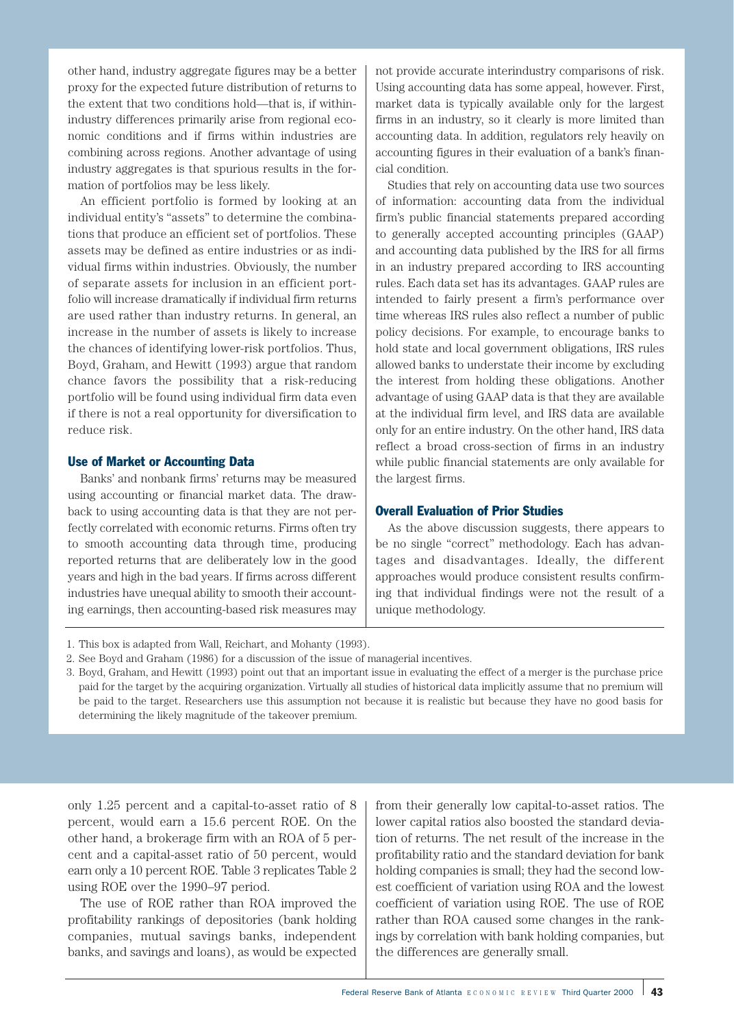other hand, industry aggregate figures may be a better proxy for the expected future distribution of returns to the extent that two conditions hold—that is, if within-industry differences primarily arise from regional economic conditions and if firms within industries are combining across regions. Another advantage of using industry aggregates is that spurious results in the formation of portfolios may be less likely.

An efficient portfolio is formed by looking at an individual entity's "assets" to determine the combinations that produce an efficient set of portfolios. These assets may be defined as entire industries or as individual firms within industries. Obviously, the number of separate assets for inclusion in an efficient portfolio will increase dramatically if individual firm returns are used rather than industry returns. In general, an increase in the number of assets is likely to increase the chances of identifying lower-risk portfolios. Thus, Boyd, Graham, and Hewitt (1993) argue that random chance favors the possibility that a risk-reducing portfolio will be found using individual firm data even if there is not a real opportunity for diversification to reduce risk.

### Use of Market or Accounting Data

Banks' and nonbank firms' returns may be measured using accounting or financial market data. The drawback to using accounting data is that they are not perfectly correlated with economic returns. Firms often try to smooth accounting data through time, producing reported returns that are deliberately low in the good years and high in the bad years. If firms across different industries have unequal ability to smooth their accounting earnings, then accounting-based risk measures may not provide accurate interindustry comparisons of risk. Using accounting data has some appeal, however. First, market data is typically available only for the largest firms in an industry, so it clearly is more limited than accounting data. In addition, regulators rely heavily on accounting figures in their evaluation of a bank's financial condition.

Studies that rely on accounting data use two sources of information: accounting data from the individual firm's public financial statements prepared according to generally accepted accounting principles (GAAP) and accounting data published by the IRS for all firms in an industry prepared according to IRS accounting rules. Each data set has its advantages. GAAP rules are intended to fairly present a firm's performance over time whereas IRS rules also reflect a number of public policy decisions. For example, to encourage banks to hold state and local government obligations, IRS rules allowed banks to understate their income by excluding the interest from holding these obligations. Another advantage of using GAAP data is that they are available at the individual firm level, and IRS data are available only for an entire industry. On the other hand, IRS data reflect a broad cross-section of firms in an industry while public financial statements are only available for the largest firms.

### Overall Evaluation of Prior Studies

As the above discussion suggests, there appears to be no single "correct" methodology. Each has advantages and disadvantages. Ideally, the different approaches would produce consistent results confirming that individual findings were not the result of a unique methodology.

1. This box is adapted from Wall, Reichart, and Mohanty (1993).
2. See Boyd and Graham (1986) for a discussion of the issue of managerial incentives.
3. Boyd, Graham, and Hewitt (1993) point out that an important issue in evaluating the effect of a merger is the purchase price paid for the target by the acquiring organization. Virtually all studies of historical data implicitly assume that no premium will be paid to the target. Researchers use this assumption not because it is realistic but because they have no good basis for determining the likely magnitude of the takeover premium.

only 1.25 percent and a capital-to-asset ratio of 8 percent, would earn a 15.6 percent ROE. On the other hand, a brokerage firm with an ROA of 5 percent and a capital-asset ratio of 50 percent, would earn only a 10 percent ROE. Table 3 replicates Table 2 using ROE over the 1990–97 period.

The use of ROE rather than ROA improved the profitability rankings of depositories (bank holding companies, mutual savings banks, independent banks, and savings and loans), as would be expected from their generally low capital-to-asset ratios. The lower capital ratios also boosted the standard deviation of returns. The net result of the increase in the profitability ratio and the standard deviation for bank holding companies is small; they had the second lowest coefficient of variation using ROA and the lowest coefficient of variation using ROE. The use of ROE rather than ROA caused some changes in the rankings by correlation with bank holding companies, but the differences are generally small.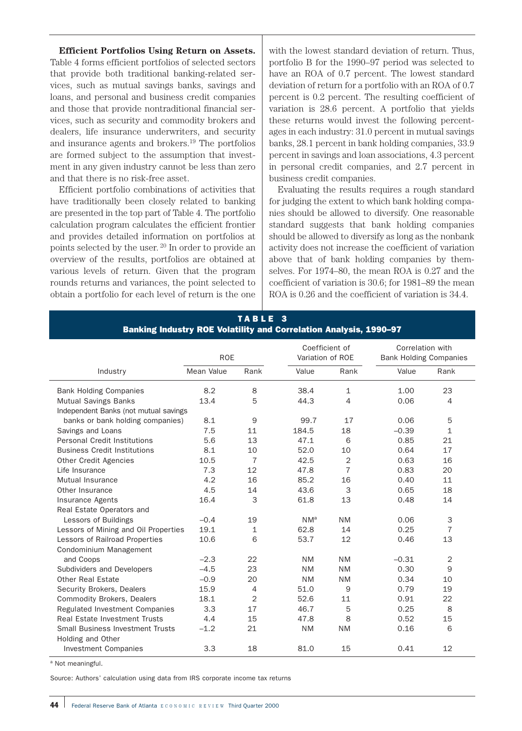**Efficient Portfolios Using Return on Assets.** Table 4 forms efficient portfolios of selected sectors that provide both traditional banking-related services, such as mutual savings banks, savings and loans, and personal and business credit companies and those that provide nontraditional financial services, such as security and commodity brokers and dealers, life insurance underwriters, and security and insurance agents and brokers.[19] The portfolios are formed subject to the assumption that investment in any given industry cannot be less than zero and that there is no risk-free asset.

Efficient portfolio combinations of activities that have traditionally been closely related to banking are presented in the top part of Table 4. The portfolio calculation program calculates the efficient frontier and provides detailed information on portfolios at points selected by the user.[20] In order to provide an overview of the results, portfolios are obtained at various levels of return. Given that the program rounds returns and variances, the point selected to obtain a portfolio for each level of return is the one with the lowest standard deviation of return. Thus, portfolio B for the 1990–97 period was selected to have an ROA of 0.7 percent. The lowest standard deviation of return for a portfolio with an ROA of 0.7 percent is 0.2 percent. The resulting coefficient of variation is 28.6 percent. A portfolio that yields these returns would invest the following percentages in each industry: 31.0 percent in mutual savings banks, 28.1 percent in bank holding companies, 33.9 percent in savings and loan associations, 4.3 percent in personal credit companies, and 2.7 percent in business credit companies.

Evaluating the results requires a rough standard for judging the extent to which bank holding companies should be allowed to diversify. One reasonable standard suggests that bank holding companies should be allowed to diversify as long as the nonbank activity does not increase the coefficient of variation above that of bank holding companies by themselves. For 1974–80, the mean ROA is 0.27 and the coefficient of variation is 30.6; for 1981–89 the mean ROA is 0.26 and the coefficient of variation is 34.4.

**TABLE 3**
**Banking Industry ROE Volatility and Correlation Analysis, 1990–97**

| | ROE | | Coefficient of Variation of ROE | | Correlation with Bank Holding Companies | |
|---|---|---|---|---|---|---|
| Industry | Mean Value | Rank | Value | Rank | Value | Rank |
| Bank Holding Companies | 8.2 | 8 | 38.4 | 1 | 1.00 | 23 |
| Mutual Savings Banks | 13.4 | 5 | 44.3 | 4 | 0.06 | 4 |
| Independent Banks (not mutual savings banks or bank holding companies) | 8.1 | 9 | 99.7 | 17 | 0.06 | 5 |
| Savings and Loans | 7.5 | 11 | 184.5 | 18 | –0.39 | 1 |
| Personal Credit Institutions | 5.6 | 13 | 47.1 | 6 | 0.85 | 21 |
| Business Credit Institutions | 8.1 | 10 | 52.0 | 10 | 0.64 | 17 |
| Other Credit Agencies | 10.5 | 7 | 42.5 | 2 | 0.63 | 16 |
| Life Insurance | 7.3 | 12 | 47.8 | 7 | 0.83 | 20 |
| Mutual Insurance | 4.2 | 16 | 85.2 | 16 | 0.40 | 11 |
| Other Insurance | 4.5 | 14 | 43.6 | 3 | 0.65 | 18 |
| Insurance Agents | 16.4 | 3 | 61.8 | 13 | 0.48 | 14 |
| Real Estate Operators and Lessors of Buildings | –0.4 | 19 | NM[a] | NM | 0.06 | 3 |
| Lessors of Mining and Oil Properties | 19.1 | 1 | 62.8 | 14 | 0.25 | 7 |
| Lessors of Railroad Properties | 10.6 | 6 | 53.7 | 12 | 0.46 | 13 |
| Condominium Management and Coops | –2.3 | 22 | NM | NM | –0.31 | 2 |
| Subdividers and Developers | –4.5 | 23 | NM | NM | 0.30 | 9 |
| Other Real Estate | –0.9 | 20 | NM | NM | 0.34 | 10 |
| Security Brokers, Dealers | 15.9 | 4 | 51.0 | 9 | 0.79 | 19 |
| Commodity Brokers, Dealers | 18.1 | 2 | 52.6 | 11 | 0.91 | 22 |
| Regulated Investment Companies | 3.3 | 17 | 46.7 | 5 | 0.25 | 8 |
| Real Estate Investment Trusts | 4.4 | 15 | 47.8 | 8 | 0.52 | 15 |
| Small Business Investment Trusts | –1.2 | 21 | NM | NM | 0.16 | 6 |
| Holding and Other Investment Companies | 3.3 | 18 | 81.0 | 15 | 0.41 | 12 |

[a] Not meaningful.

Source: Authors' calculation using data from IRS corporate income tax returns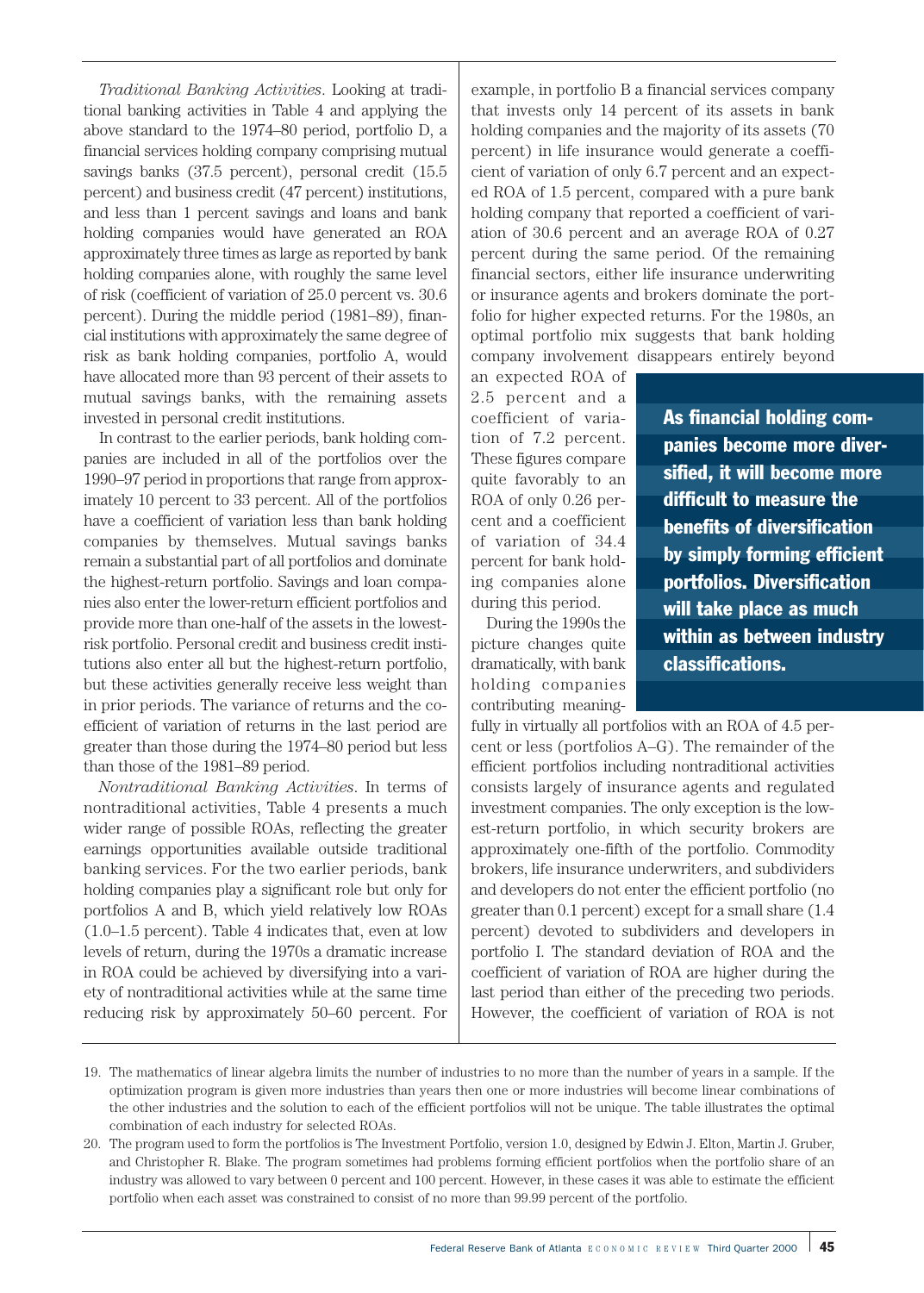*Traditional Banking Activities*. Looking at traditional banking activities in Table 4 and applying the above standard to the 1974–80 period, portfolio D, a financial services holding company comprising mutual savings banks (37.5 percent), personal credit (15.5 percent) and business credit (47 percent) institutions, and less than 1 percent savings and loans and bank holding companies would have generated an ROA approximately three times as large as reported by bank holding companies alone, with roughly the same level of risk (coefficient of variation of 25.0 percent vs. 30.6 percent). During the middle period (1981–89), financial institutions with approximately the same degree of risk as bank holding companies, portfolio A, would have allocated more than 93 percent of their assets to mutual savings banks, with the remaining assets invested in personal credit institutions.

In contrast to the earlier periods, bank holding companies are included in all of the portfolios over the 1990–97 period in proportions that range from approximately 10 percent to 33 percent. All of the portfolios have a coefficient of variation less than bank holding companies by themselves. Mutual savings banks remain a substantial part of all portfolios and dominate the highest-return portfolio. Savings and loan companies also enter the lower-return efficient portfolios and provide more than one-half of the assets in the lowest-risk portfolio. Personal credit and business credit institutions also enter all but the highest-return portfolio, but these activities generally receive less weight than in prior periods. The variance of returns and the coefficient of variation of returns in the last period are greater than those during the 1974–80 period but less than those of the 1981–89 period.

*Nontraditional Banking Activities*. In terms of nontraditional activities, Table 4 presents a much wider range of possible ROAs, reflecting the greater earnings opportunities available outside traditional banking services. For the two earlier periods, bank holding companies play a significant role but only for portfolios A and B, which yield relatively low ROAs (1.0–1.5 percent). Table 4 indicates that, even at low levels of return, during the 1970s a dramatic increase in ROA could be achieved by diversifying into a variety of nontraditional activities while at the same time reducing risk by approximately 50–60 percent. For example, in portfolio B a financial services company that invests only 14 percent of its assets in bank holding companies and the majority of its assets (70 percent) in life insurance would generate a coefficient of variation of only 6.7 percent and an expected ROA of 1.5 percent, compared with a pure bank holding company that reported a coefficient of variation of 30.6 percent and an average ROA of 0.27 percent during the same period. Of the remaining financial sectors, either life insurance underwriting or insurance agents and brokers dominate the portfolio for higher expected returns. For the 1980s, an optimal portfolio mix suggests that bank holding company involvement disappears entirely beyond an expected ROA of 2.5 percent and a coefficient of variation of 7.2 percent. These figures compare quite favorably to an ROA of only 0.26 percent and a coefficient of variation of 34.4 percent for bank holding companies alone during this period.

> **As financial holding companies become more diversified, it will become more difficult to measure the benefits of diversification by simply forming efficient portfolios. Diversification will take place as much within as between industry classifications.**

During the 1990s the picture changes quite dramatically, with bank holding companies contributing meaningfully in virtually all portfolios with an ROA of 4.5 percent or less (portfolios A–G). The remainder of the efficient portfolios including nontraditional activities consists largely of insurance agents and regulated investment companies. The only exception is the lowest-return portfolio, in which security brokers are approximately one-fifth of the portfolio. Commodity brokers, life insurance underwriters, and subdividers and developers do not enter the efficient portfolio (no greater than 0.1 percent) except for a small share (1.4 percent) devoted to subdividers and developers in portfolio I. The standard deviation of ROA and the coefficient of variation of ROA are higher during the last period than either of the preceding two periods. However, the coefficient of variation of ROA is not

---

19. The mathematics of linear algebra limits the number of industries to no more than the number of years in a sample. If the optimization program is given more industries than years then one or more industries will become linear combinations of the other industries and the solution to each of the efficient portfolios will not be unique. The table illustrates the optimal combination of each industry for selected ROAs.

20. The program used to form the portfolios is The Investment Portfolio, version 1.0, designed by Edwin J. Elton, Martin J. Gruber, and Christopher R. Blake. The program sometimes had problems forming efficient portfolios when the portfolio share of an industry was allowed to vary between 0 percent and 100 percent. However, in these cases it was able to estimate the efficient portfolio when each asset was constrained to consist of no more than 99.99 percent of the portfolio.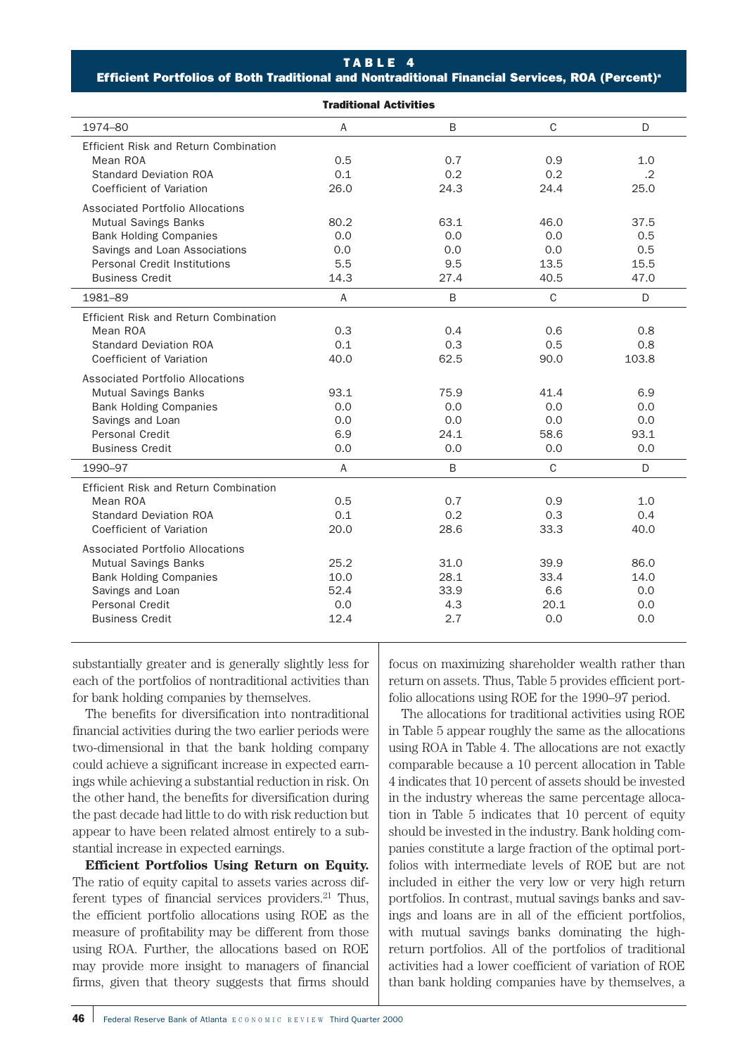**TABLE 4**

**Efficient Portfolios of Both Traditional and Nontraditional Financial Services, ROA (Percent)[a]**

**Traditional Activities**

| 1974–80 | A | B | C | D |
|---|---|---|---|---|
| Efficient Risk and Return Combination | | | | |
| Mean ROA | 0.5 | 0.7 | 0.9 | 1.0 |
| Standard Deviation ROA | 0.1 | 0.2 | 0.2 | .2 |
| Coefficient of Variation | 26.0 | 24.3 | 24.4 | 25.0 |
| Associated Portfolio Allocations | | | | |
| Mutual Savings Banks | 80.2 | 63.1 | 46.0 | 37.5 |
| Bank Holding Companies | 0.0 | 0.0 | 0.0 | 0.5 |
| Savings and Loan Associations | 0.0 | 0.0 | 0.0 | 0.5 |
| Personal Credit Institutions | 5.5 | 9.5 | 13.5 | 15.5 |
| Business Credit | 14.3 | 27.4 | 40.5 | 47.0 |
| **1981–89** | **A** | **B** | **C** | **D** |
| Efficient Risk and Return Combination | | | | |
| Mean ROA | 0.3 | 0.4 | 0.6 | 0.8 |
| Standard Deviation ROA | 0.1 | 0.3 | 0.5 | 0.8 |
| Coefficient of Variation | 40.0 | 62.5 | 90.0 | 103.8 |
| Associated Portfolio Allocations | | | | |
| Mutual Savings Banks | 93.1 | 75.9 | 41.4 | 6.9 |
| Bank Holding Companies | 0.0 | 0.0 | 0.0 | 0.0 |
| Savings and Loan | 0.0 | 0.0 | 0.0 | 0.0 |
| Personal Credit | 6.9 | 24.1 | 58.6 | 93.1 |
| Business Credit | 0.0 | 0.0 | 0.0 | 0.0 |
| **1990–97** | **A** | **B** | **C** | **D** |
| Efficient Risk and Return Combination | | | | |
| Mean ROA | 0.5 | 0.7 | 0.9 | 1.0 |
| Standard Deviation ROA | 0.1 | 0.2 | 0.3 | 0.4 |
| Coefficient of Variation | 20.0 | 28.6 | 33.3 | 40.0 |
| Associated Portfolio Allocations | | | | |
| Mutual Savings Banks | 25.2 | 31.0 | 39.9 | 86.0 |
| Bank Holding Companies | 10.0 | 28.1 | 33.4 | 14.0 |
| Savings and Loan | 52.4 | 33.9 | 6.6 | 0.0 |
| Personal Credit | 0.0 | 4.3 | 20.1 | 0.0 |
| Business Credit | 12.4 | 2.7 | 0.0 | 0.0 |

substantially greater and is generally slightly less for each of the portfolios of nontraditional activities than for bank holding companies by themselves.

The benefits for diversification into nontraditional financial activities during the two earlier periods were two-dimensional in that the bank holding company could achieve a significant increase in expected earnings while achieving a substantial reduction in risk. On the other hand, the benefits for diversification during the past decade had little to do with risk reduction but appear to have been related almost entirely to a substantial increase in expected earnings.

**Efficient Portfolios Using Return on Equity.** The ratio of equity capital to assets varies across different types of financial services providers.[21] Thus, the efficient portfolio allocations using ROE as the measure of profitability may be different from those using ROA. Further, the allocations based on ROE may provide more insight to managers of financial firms, given that theory suggests that firms should focus on maximizing shareholder wealth rather than return on assets. Thus, Table 5 provides efficient portfolio allocations using ROE for the 1990–97 period.

The allocations for traditional activities using ROE in Table 5 appear roughly the same as the allocations using ROA in Table 4. The allocations are not exactly comparable because a 10 percent allocation in Table 4 indicates that 10 percent of assets should be invested in the industry whereas the same percentage allocation in Table 5 indicates that 10 percent of equity should be invested in the industry. Bank holding companies constitute a large fraction of the optimal portfolios with intermediate levels of ROE but are not included in either the very low or very high return portfolios. In contrast, mutual savings banks and savings and loans are in all of the efficient portfolios, with mutual savings banks dominating the high-return portfolios. All of the portfolios of traditional activities had a lower coefficient of variation of ROE than bank holding companies have by themselves, a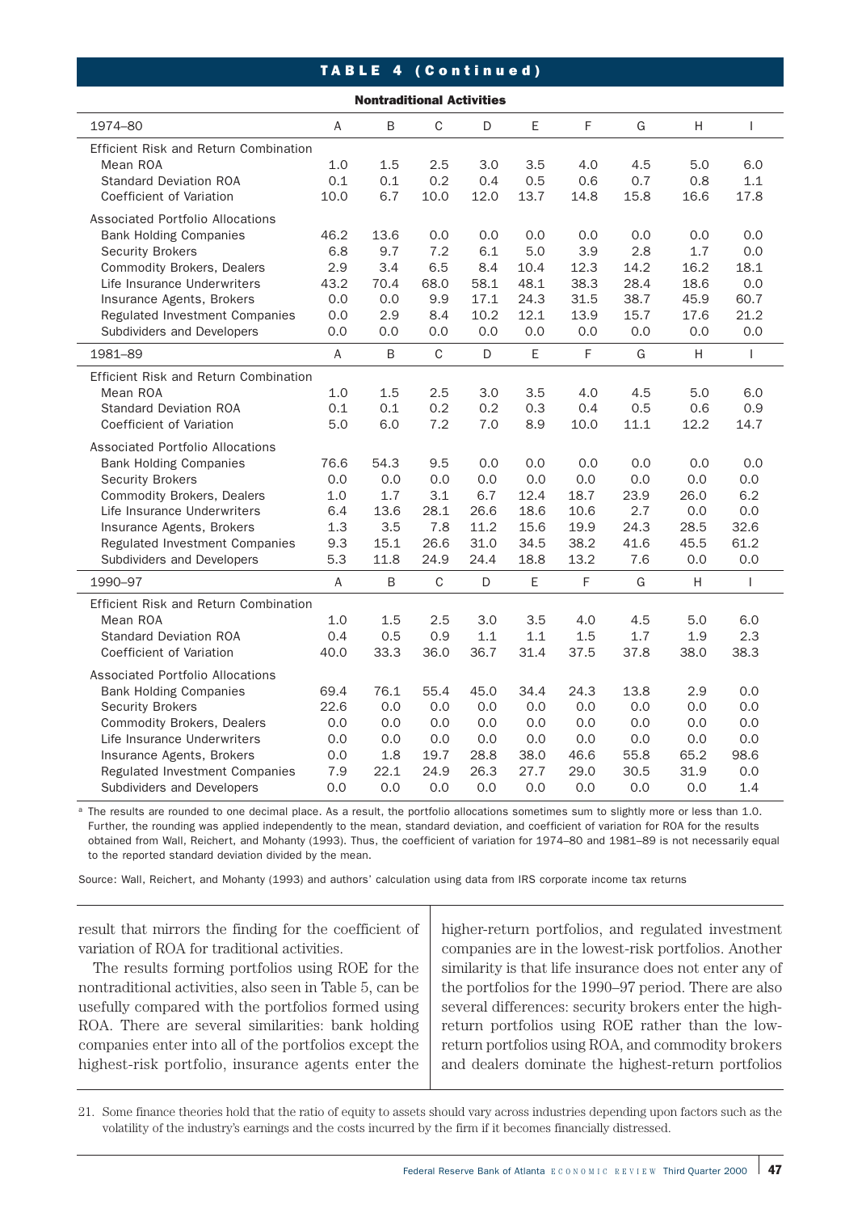## TABLE 4 (Continued)

**Nontraditional Activities**

| 1974–80 | A | B | C | D | E | F | G | H | I |
|---|---|---|---|---|---|---|---|---|---|
| Efficient Risk and Return Combination | | | | | | | | | |
| Mean ROA | 1.0 | 1.5 | 2.5 | 3.0 | 3.5 | 4.0 | 4.5 | 5.0 | 6.0 |
| Standard Deviation ROA | 0.1 | 0.1 | 0.2 | 0.4 | 0.5 | 0.6 | 0.7 | 0.8 | 1.1 |
| Coefficient of Variation | 10.0 | 6.7 | 10.0 | 12.0 | 13.7 | 14.8 | 15.8 | 16.6 | 17.8 |
| Associated Portfolio Allocations | | | | | | | | | |
| Bank Holding Companies | 46.2 | 13.6 | 0.0 | 0.0 | 0.0 | 0.0 | 0.0 | 0.0 | 0.0 |
| Security Brokers | 6.8 | 9.7 | 7.2 | 6.1 | 5.0 | 3.9 | 2.8 | 1.7 | 0.0 |
| Commodity Brokers, Dealers | 2.9 | 3.4 | 6.5 | 8.4 | 10.4 | 12.3 | 14.2 | 16.2 | 18.1 |
| Life Insurance Underwriters | 43.2 | 70.4 | 68.0 | 58.1 | 48.1 | 38.3 | 28.4 | 18.6 | 0.0 |
| Insurance Agents, Brokers | 0.0 | 0.0 | 9.9 | 17.1 | 24.3 | 31.5 | 38.7 | 45.9 | 60.7 |
| Regulated Investment Companies | 0.0 | 2.9 | 8.4 | 10.2 | 12.1 | 13.9 | 15.7 | 17.6 | 21.2 |
| Subdividers and Developers | 0.0 | 0.0 | 0.0 | 0.0 | 0.0 | 0.0 | 0.0 | 0.0 | 0.0 |
| **1981–89** | **A** | **B** | **C** | **D** | **E** | **F** | **G** | **H** | **I** |
| Efficient Risk and Return Combination | | | | | | | | | |
| Mean ROA | 1.0 | 1.5 | 2.5 | 3.0 | 3.5 | 4.0 | 4.5 | 5.0 | 6.0 |
| Standard Deviation ROA | 0.1 | 0.1 | 0.2 | 0.2 | 0.3 | 0.4 | 0.5 | 0.6 | 0.9 |
| Coefficient of Variation | 5.0 | 6.0 | 7.2 | 7.0 | 8.9 | 10.0 | 11.1 | 12.2 | 14.7 |
| Associated Portfolio Allocations | | | | | | | | | |
| Bank Holding Companies | 76.6 | 54.3 | 9.5 | 0.0 | 0.0 | 0.0 | 0.0 | 0.0 | 0.0 |
| Security Brokers | 0.0 | 0.0 | 0.0 | 0.0 | 0.0 | 0.0 | 0.0 | 0.0 | 0.0 |
| Commodity Brokers, Dealers | 1.0 | 1.7 | 3.1 | 6.7 | 12.4 | 18.7 | 23.9 | 26.0 | 6.2 |
| Life Insurance Underwriters | 6.4 | 13.6 | 28.1 | 26.6 | 18.6 | 10.6 | 2.7 | 0.0 | 0.0 |
| Insurance Agents, Brokers | 1.3 | 3.5 | 7.8 | 11.2 | 15.6 | 19.9 | 24.3 | 28.5 | 32.6 |
| Regulated Investment Companies | 9.3 | 15.1 | 26.6 | 31.0 | 34.5 | 38.2 | 41.6 | 45.5 | 61.2 |
| Subdividers and Developers | 5.3 | 11.8 | 24.9 | 24.4 | 18.8 | 13.2 | 7.6 | 0.0 | 0.0 |
| **1990–97** | **A** | **B** | **C** | **D** | **E** | **F** | **G** | **H** | **I** |
| Efficient Risk and Return Combination | | | | | | | | | |
| Mean ROA | 1.0 | 1.5 | 2.5 | 3.0 | 3.5 | 4.0 | 4.5 | 5.0 | 6.0 |
| Standard Deviation ROA | 0.4 | 0.5 | 0.9 | 1.1 | 1.1 | 1.5 | 1.7 | 1.9 | 2.3 |
| Coefficient of Variation | 40.0 | 33.3 | 36.0 | 36.7 | 31.4 | 37.5 | 37.8 | 38.0 | 38.3 |
| Associated Portfolio Allocations | | | | | | | | | |
| Bank Holding Companies | 69.4 | 76.1 | 55.4 | 45.0 | 34.4 | 24.3 | 13.8 | 2.9 | 0.0 |
| Security Brokers | 22.6 | 0.0 | 0.0 | 0.0 | 0.0 | 0.0 | 0.0 | 0.0 | 0.0 |
| Commodity Brokers, Dealers | 0.0 | 0.0 | 0.0 | 0.0 | 0.0 | 0.0 | 0.0 | 0.0 | 0.0 |
| Life Insurance Underwriters | 0.0 | 0.0 | 0.0 | 0.0 | 0.0 | 0.0 | 0.0 | 0.0 | 0.0 |
| Insurance Agents, Brokers | 0.0 | 1.8 | 19.7 | 28.8 | 38.0 | 46.6 | 55.8 | 65.2 | 98.6 |
| Regulated Investment Companies | 7.9 | 22.1 | 24.9 | 26.3 | 27.7 | 29.0 | 30.5 | 31.9 | 0.0 |
| Subdividers and Developers | 0.0 | 0.0 | 0.0 | 0.0 | 0.0 | 0.0 | 0.0 | 0.0 | 1.4 |

[a] The results are rounded to one decimal place. As a result, the portfolio allocations sometimes sum to slightly more or less than 1.0. Further, the rounding was applied independently to the mean, standard deviation, and coefficient of variation for ROA for the results obtained from Wall, Reichert, and Mohanty (1993). Thus, the coefficient of variation for 1974–80 and 1981–89 is not necessarily equal to the reported standard deviation divided by the mean.

Source: Wall, Reichert, and Mohanty (1993) and authors' calculation using data from IRS corporate income tax returns

result that mirrors the finding for the coefficient of variation of ROA for traditional activities.

The results forming portfolios using ROE for the nontraditional activities, also seen in Table 5, can be usefully compared with the portfolios formed using ROA. There are several similarities: bank holding companies enter into all of the portfolios except the highest-risk portfolio, insurance agents enter the higher-return portfolios, and regulated investment companies are in the lowest-risk portfolios. Another similarity is that life insurance does not enter any of the portfolios for the 1990–97 period. There are also several differences: security brokers enter the high-return portfolios using ROE rather than the low-return portfolios using ROA, and commodity brokers and dealers dominate the highest-return portfolios

21. Some finance theories hold that the ratio of equity to assets should vary across industries depending upon factors such as the volatility of the industry's earnings and the costs incurred by the firm if it becomes financially distressed.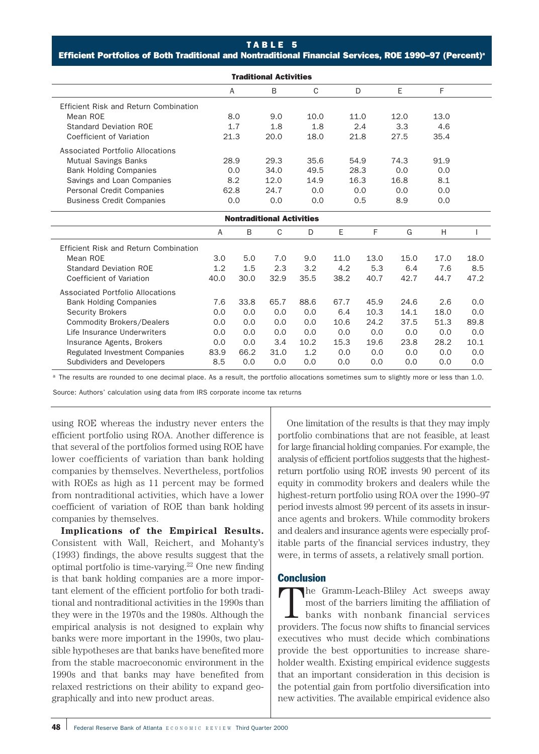**TABLE 5**
**Efficient Portfolios of Both Traditional and Nontraditional Financial Services, ROE 1990–97 (Percent)[a]**

**Traditional Activities**

| | A | B | C | D | E | F |
|---|---|---|---|---|---|---|
| Efficient Risk and Return Combination | | | | | | |
| Mean ROE | 8.0 | 9.0 | 10.0 | 11.0 | 12.0 | 13.0 |
| Standard Deviation ROE | 1.7 | 1.8 | 1.8 | 2.4 | 3.3 | 4.6 |
| Coefficient of Variation | 21.3 | 20.0 | 18.0 | 21.8 | 27.5 | 35.4 |
| Associated Portfolio Allocations | | | | | | |
| Mutual Savings Banks | 28.9 | 29.3 | 35.6 | 54.9 | 74.3 | 91.9 |
| Bank Holding Companies | 0.0 | 34.0 | 49.5 | 28.3 | 0.0 | 0.0 |
| Savings and Loan Companies | 8.2 | 12.0 | 14.9 | 16.3 | 16.8 | 8.1 |
| Personal Credit Companies | 62.8 | 24.7 | 0.0 | 0.0 | 0.0 | 0.0 |
| Business Credit Companies | 0.0 | 0.0 | 0.0 | 0.5 | 8.9 | 0.0 |

**Nontraditional Activities**

| | A | B | C | D | E | F | G | H | I |
|---|---|---|---|---|---|---|---|---|---|
| Efficient Risk and Return Combination | | | | | | | | | |
| Mean ROE | 3.0 | 5.0 | 7.0 | 9.0 | 11.0 | 13.0 | 15.0 | 17.0 | 18.0 |
| Standard Deviation ROE | 1.2 | 1.5 | 2.3 | 3.2 | 4.2 | 5.3 | 6.4 | 7.6 | 8.5 |
| Coefficient of Variation | 40.0 | 30.0 | 32.9 | 35.5 | 38.2 | 40.7 | 42.7 | 44.7 | 47.2 |
| Associated Portfolio Allocations | | | | | | | | | |
| Bank Holding Companies | 7.6 | 33.8 | 65.7 | 88.6 | 67.7 | 45.9 | 24.6 | 2.6 | 0.0 |
| Security Brokers | 0.0 | 0.0 | 0.0 | 0.0 | 6.4 | 10.3 | 14.1 | 18.0 | 0.0 |
| Commodity Brokers/Dealers | 0.0 | 0.0 | 0.0 | 0.0 | 10.6 | 24.2 | 37.5 | 51.3 | 89.8 |
| Life Insurance Underwriters | 0.0 | 0.0 | 0.0 | 0.0 | 0.0 | 0.0 | 0.0 | 0.0 | 0.0 |
| Insurance Agents, Brokers | 0.0 | 0.0 | 3.4 | 10.2 | 15.3 | 19.6 | 23.8 | 28.2 | 10.1 |
| Regulated Investment Companies | 83.9 | 66.2 | 31.0 | 1.2 | 0.0 | 0.0 | 0.0 | 0.0 | 0.0 |
| Subdividers and Developers | 8.5 | 0.0 | 0.0 | 0.0 | 0.0 | 0.0 | 0.0 | 0.0 | 0.0 |

[a] The results are rounded to one decimal place. As a result, the portfolio allocations sometimes sum to slightly more or less than 1.0.

Source: Authors' calculation using data from IRS corporate income tax returns

using ROE whereas the industry never enters the efficient portfolio using ROA. Another difference is that several of the portfolios formed using ROE have lower coefficients of variation than bank holding companies by themselves. Nevertheless, portfolios with ROEs as high as 11 percent may be formed from nontraditional activities, which have a lower coefficient of variation of ROE than bank holding companies by themselves.

**Implications of the Empirical Results.** Consistent with Wall, Reichert, and Mohanty's (1993) findings, the above results suggest that the optimal portfolio is time-varying.[22] One new finding is that bank holding companies are a more important element of the efficient portfolio for both traditional and nontraditional activities in the 1990s than they were in the 1970s and the 1980s. Although the empirical analysis is not designed to explain why banks were more important in the 1990s, two plausible hypotheses are that banks have benefited more from the stable macroeconomic environment in the 1990s and that banks may have benefited from relaxed restrictions on their ability to expand geographically and into new product areas.

One limitation of the results is that they may imply portfolio combinations that are not feasible, at least for large financial holding companies. For example, the analysis of efficient portfolios suggests that the highest-return portfolio using ROE invests 90 percent of its equity in commodity brokers and dealers while the highest-return portfolio using ROA over the 1990–97 period invests almost 99 percent of its assets in insurance agents and brokers. While commodity brokers and dealers and insurance agents were especially profitable parts of the financial services industry, they were, in terms of assets, a relatively small portion.

## Conclusion

The Gramm-Leach-Bliley Act sweeps away most of the barriers limiting the affiliation of banks with nonbank financial services providers. The focus now shifts to financial services executives who must decide which combinations provide the best opportunities to increase shareholder wealth. Existing empirical evidence suggests that an important consideration in this decision is the potential gain from portfolio diversification into new activities. The available empirical evidence also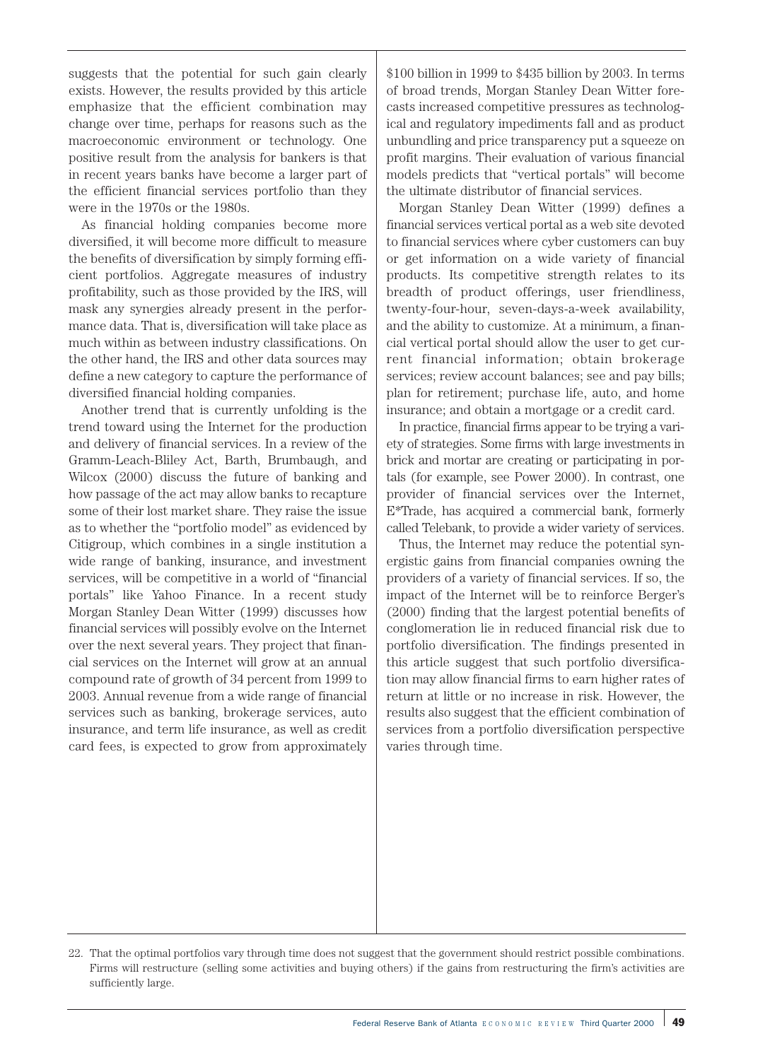suggests that the potential for such gain clearly exists. However, the results provided by this article emphasize that the efficient combination may change over time, perhaps for reasons such as the macroeconomic environment or technology. One positive result from the analysis for bankers is that in recent years banks have become a larger part of the efficient financial services portfolio than they were in the 1970s or the 1980s.

As financial holding companies become more diversified, it will become more difficult to measure the benefits of diversification by simply forming efficient portfolios. Aggregate measures of industry profitability, such as those provided by the IRS, will mask any synergies already present in the performance data. That is, diversification will take place as much within as between industry classifications. On the other hand, the IRS and other data sources may define a new category to capture the performance of diversified financial holding companies.

Another trend that is currently unfolding is the trend toward using the Internet for the production and delivery of financial services. In a review of the Gramm-Leach-Bliley Act, Barth, Brumbaugh, and Wilcox (2000) discuss the future of banking and how passage of the act may allow banks to recapture some of their lost market share. They raise the issue as to whether the "portfolio model" as evidenced by Citigroup, which combines in a single institution a wide range of banking, insurance, and investment services, will be competitive in a world of "financial portals" like Yahoo Finance. In a recent study Morgan Stanley Dean Witter (1999) discusses how financial services will possibly evolve on the Internet over the next several years. They project that financial services on the Internet will grow at an annual compound rate of growth of 34 percent from 1999 to 2003. Annual revenue from a wide range of financial services such as banking, brokerage services, auto insurance, and term life insurance, as well as credit card fees, is expected to grow from approximately $100 billion in 1999 to $435 billion by 2003. In terms of broad trends, Morgan Stanley Dean Witter forecasts increased competitive pressures as technological and regulatory impediments fall and as product unbundling and price transparency put a squeeze on profit margins. Their evaluation of various financial models predicts that "vertical portals" will become the ultimate distributor of financial services.

Morgan Stanley Dean Witter (1999) defines a financial services vertical portal as a web site devoted to financial services where cyber customers can buy or get information on a wide variety of financial products. Its competitive strength relates to its breadth of product offerings, user friendliness, twenty-four-hour, seven-days-a-week availability, and the ability to customize. At a minimum, a financial vertical portal should allow the user to get current financial information; obtain brokerage services; review account balances; see and pay bills; plan for retirement; purchase life, auto, and home insurance; and obtain a mortgage or a credit card.

In practice, financial firms appear to be trying a variety of strategies. Some firms with large investments in brick and mortar are creating or participating in portals (for example, see Power 2000). In contrast, one provider of financial services over the Internet, E*Trade, has acquired a commercial bank, formerly called Telebank, to provide a wider variety of services.

Thus, the Internet may reduce the potential synergistic gains from financial companies owning the providers of a variety of financial services. If so, the impact of the Internet will be to reinforce Berger's (2000) finding that the largest potential benefits of conglomeration lie in reduced financial risk due to portfolio diversification. The findings presented in this article suggest that such portfolio diversification may allow financial firms to earn higher rates of return at little or no increase in risk. However, the results also suggest that the efficient combination of services from a portfolio diversification perspective varies through time.

22. That the optimal portfolios vary through time does not suggest that the government should restrict possible combinations. Firms will restructure (selling some activities and buying others) if the gains from restructuring the firm's activities are sufficiently large.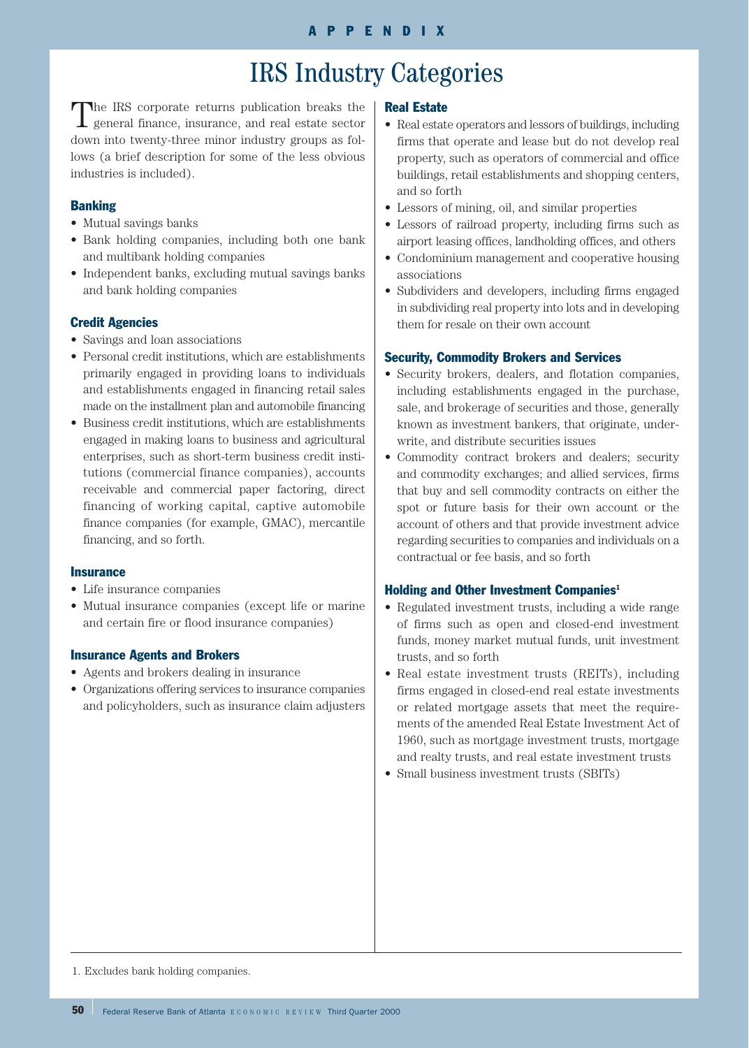APPENDIX

# IRS Industry Categories

The IRS corporate returns publication breaks the general finance, insurance, and real estate sector down into twenty-three minor industry groups as follows (a brief description for some of the less obvious industries is included).

### Banking

- Mutual savings banks
- Bank holding companies, including both one bank and multibank holding companies
- Independent banks, excluding mutual savings banks and bank holding companies

### Credit Agencies

- Savings and loan associations
- Personal credit institutions, which are establishments primarily engaged in providing loans to individuals and establishments engaged in financing retail sales made on the installment plan and automobile financing
- Business credit institutions, which are establishments engaged in making loans to business and agricultural enterprises, such as short-term business credit institutions (commercial finance companies), accounts receivable and commercial paper factoring, direct financing of working capital, captive automobile finance companies (for example, GMAC), mercantile financing, and so forth.

### Insurance

- Life insurance companies
- Mutual insurance companies (except life or marine and certain fire or flood insurance companies)

### Insurance Agents and Brokers

- Agents and brokers dealing in insurance
- Organizations offering services to insurance companies and policyholders, such as insurance claim adjusters

### Real Estate

- Real estate operators and lessors of buildings, including firms that operate and lease but do not develop real property, such as operators of commercial and office buildings, retail establishments and shopping centers, and so forth
- Lessors of mining, oil, and similar properties
- Lessors of railroad property, including firms such as airport leasing offices, landholding offices, and others
- Condominium management and cooperative housing associations
- Subdividers and developers, including firms engaged in subdividing real property into lots and in developing them for resale on their own account

### Security, Commodity Brokers and Services

- Security brokers, dealers, and flotation companies, including establishments engaged in the purchase, sale, and brokerage of securities and those, generally known as investment bankers, that originate, underwrite, and distribute securities issues
- Commodity contract brokers and dealers; security and commodity exchanges; and allied services, firms that buy and sell commodity contracts on either the spot or future basis for their own account or the account of others and that provide investment advice regarding securities to companies and individuals on a contractual or fee basis, and so forth

### Holding and Other Investment Companies[1]

- Regulated investment trusts, including a wide range of firms such as open and closed-end investment funds, money market mutual funds, unit investment trusts, and so forth
- Real estate investment trusts (REITs), including firms engaged in closed-end real estate investments or related mortgage assets that meet the requirements of the amended Real Estate Investment Act of 1960, such as mortgage investment trusts, mortgage and realty trusts, and real estate investment trusts
- Small business investment trusts (SBITs)

1. Excludes bank holding companies.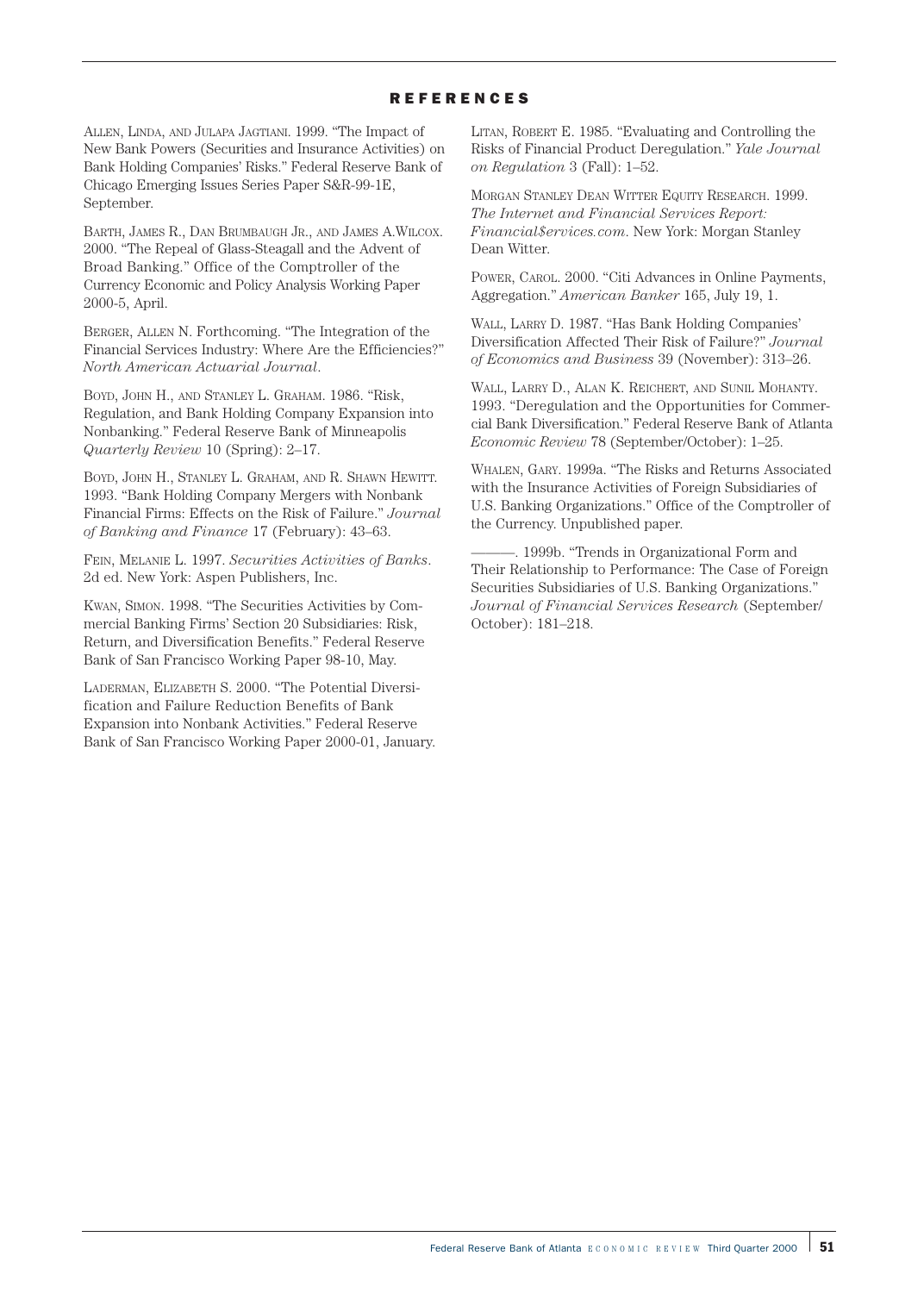## REFERENCES

Allen, Linda, and Julapa Jagtiani. 1999. "The Impact of New Bank Powers (Securities and Insurance Activities) on Bank Holding Companies' Risks." Federal Reserve Bank of Chicago Emerging Issues Series Paper S&R-99-1E, September.

Barth, James R., Dan Brumbaugh Jr., and James A.Wilcox. 2000. "The Repeal of Glass-Steagall and the Advent of Broad Banking." Office of the Comptroller of the Currency Economic and Policy Analysis Working Paper 2000-5, April.

Berger, Allen N. Forthcoming. "The Integration of the Financial Services Industry: Where Are the Efficiencies?" *North American Actuarial Journal*.

Boyd, John H., and Stanley L. Graham. 1986. "Risk, Regulation, and Bank Holding Company Expansion into Nonbanking." Federal Reserve Bank of Minneapolis *Quarterly Review* 10 (Spring): 2–17.

Boyd, John H., Stanley L. Graham, and R. Shawn Hewitt. 1993. "Bank Holding Company Mergers with Nonbank Financial Firms: Effects on the Risk of Failure." *Journal of Banking and Finance* 17 (February): 43–63.

Fein, Melanie L. 1997. *Securities Activities of Banks*. 2d ed. New York: Aspen Publishers, Inc.

Kwan, Simon. 1998. "The Securities Activities by Commercial Banking Firms' Section 20 Subsidiaries: Risk, Return, and Diversification Benefits." Federal Reserve Bank of San Francisco Working Paper 98-10, May.

Laderman, Elizabeth S. 2000. "The Potential Diversification and Failure Reduction Benefits of Bank Expansion into Nonbank Activities." Federal Reserve Bank of San Francisco Working Paper 2000-01, January.

Litan, Robert E. 1985. "Evaluating and Controlling the Risks of Financial Product Deregulation." *Yale Journal on Regulation* 3 (Fall): 1–52.

Morgan Stanley Dean Witter Equity Research. 1999. *The Internet and Financial Services Report: Financial$ervices.com*. New York: Morgan Stanley Dean Witter.

Power, Carol. 2000. "Citi Advances in Online Payments, Aggregation." *American Banker* 165, July 19, 1.

Wall, Larry D. 1987. "Has Bank Holding Companies' Diversification Affected Their Risk of Failure?" *Journal of Economics and Business* 39 (November): 313–26.

Wall, Larry D., Alan K. Reichert, and Sunil Mohanty. 1993. "Deregulation and the Opportunities for Commercial Bank Diversification." Federal Reserve Bank of Atlanta *Economic Review* 78 (September/October): 1–25.

Whalen, Gary. 1999a. "The Risks and Returns Associated with the Insurance Activities of Foreign Subsidiaries of U.S. Banking Organizations." Office of the Comptroller of the Currency. Unpublished paper.

———. 1999b. "Trends in Organizational Form and Their Relationship to Performance: The Case of Foreign Securities Subsidiaries of U.S. Banking Organizations." *Journal of Financial Services Research* (September/October): 181–218.